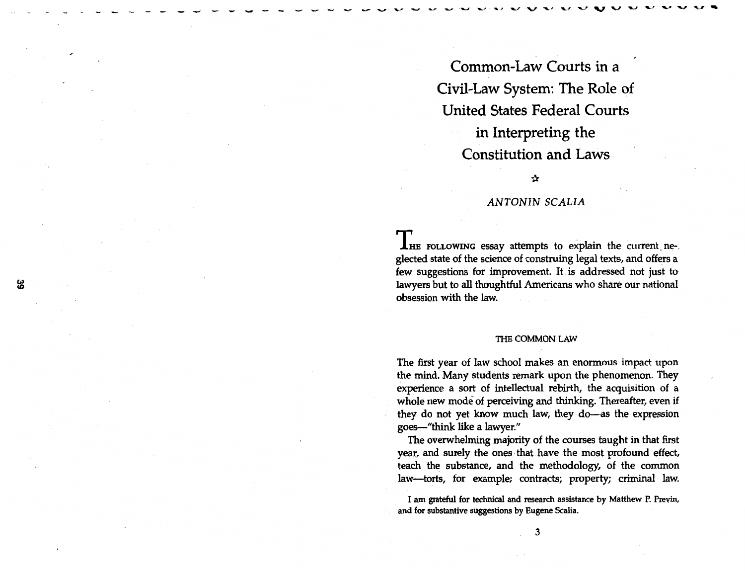# Common-Law Courts in a Civil-Law System: The Role of United States Federal Courts in Interpreting the Constitution and Laws

*ANTONIN SCALIA*

THE FOLLOWING essay attempts to explain the current neglected state of the science of construing legal texts, and offers a few suggestions for improvement. It is addressed not just to lawyers but to all thoughtful Americans who share our national obsession with the law.

## THE COMMON LAW

The first year of law school makes an enormous impact upon the mind. Many students remark upon the phenomenon. They experience a sort of intellectual rebirth, the acquisition of a whole new mode of perceiving and thinking. Thereafter, even if they do not yet know much law, they do—as the expression goes—"think like a lawyer."

The overwhelming majority of the courses taught in that first year, and surely the ones that have the most profound effect, teach the substance, and the methodology, of the common law—torts, for example; contracts; property; criminal law.

I am grateful for technical and research assistance by Matthew P. Previn, and for substantive suggestions by Eugene Scalia.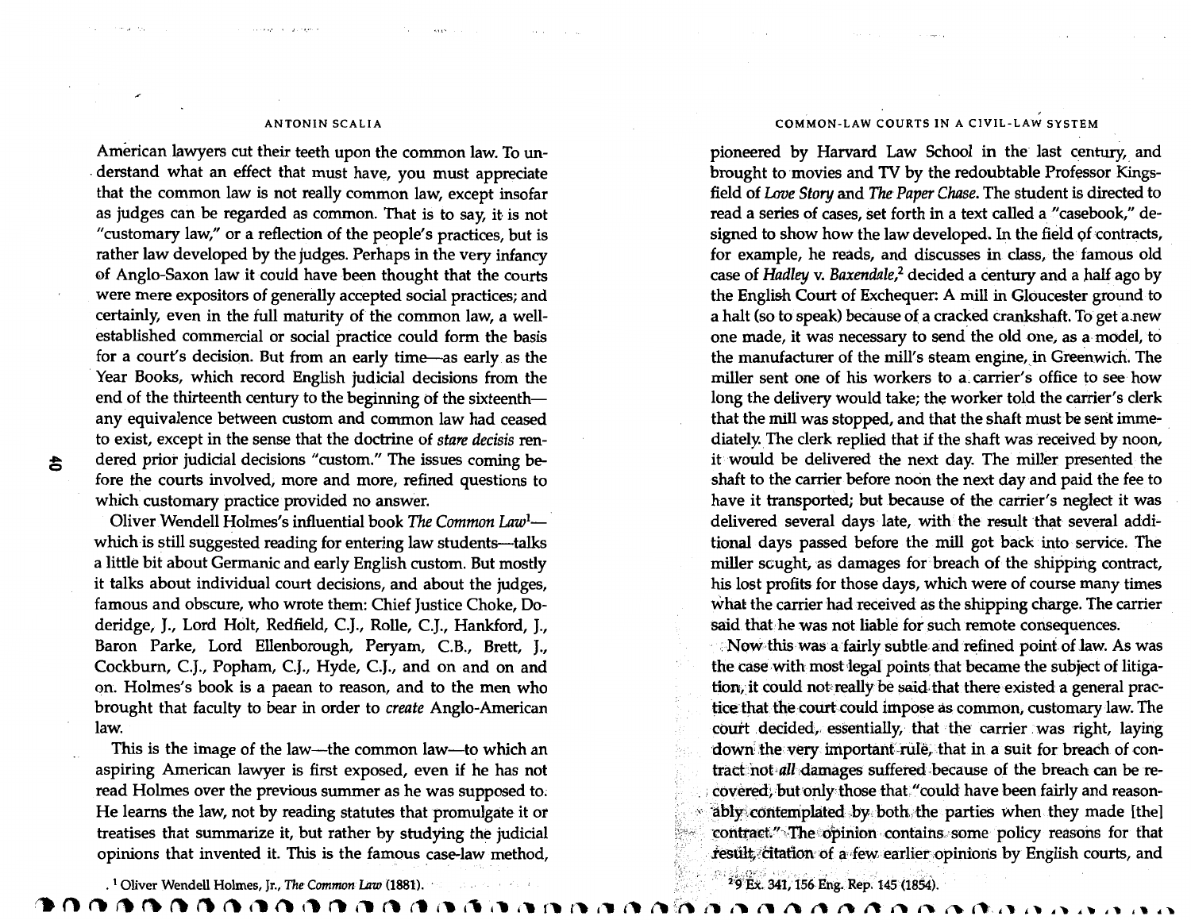American lawyers cut their teeth upon the common law. To understand what an effect that must have, you must appreciate that the common law is not really common law, except insofar as judges can be regarded as common. That is to say, it is not "customary law," or a reflection of the people's practices, but is rather law developed by the judges. Perhaps in the very infancy of Anglo-Saxon law it could have been thought that the courts were mere expositors of generally accepted social practices; and certainly, even in the full maturity of the common law, a well-established commercial or social practice could form the basis for a court's decision. But from an early time—as early as the Year Books, which record English judicial decisions from the end of the thirteenth century to the beginning of the sixteenth—any equivalence between custom and common law had ceased to exist, except in the sense that the doctrine of *stare decisis* rendered prior judicial decisions "custom." The issues coming before the courts involved, more and more, refined questions to which customary practice provided no answer.

Oliver Wendell Holmes's influential book *The Common Law*[1]—which is still suggested reading for entering law students—talks a little bit about Germanic and early English custom. But mostly it talks about individual court decisions, and about the judges, famous and obscure, who wrote them: Chief Justice Choke, Doderidge, J., Lord Holt, Redfield, C.J., Rolle, C.J., Hankford, J., Baron Parke, Lord Ellenborough, Peryam, C.B., Brett, J., Cockburn, C.J., Popham, C.J., Hyde, C.J., and on and on and on. Holmes's book is a paean to reason, and to the men who brought that faculty to bear in order to *create* Anglo-American law.

This is the image of the law—the common law—to which an aspiring American lawyer is first exposed, even if he has not read Holmes over the previous summer as he was supposed to. He learns the law, not by reading statutes that promulgate it or treatises that summarize it, but rather by studying the judicial opinions that invented it. This is the famous case-law method, pioneered by Harvard Law School in the last century, and brought to movies and TV by the redoubtable Professor Kingsfield of *Love Story* and *The Paper Chase*. The student is directed to read a series of cases, set forth in a text called a "casebook," designed to show how the law developed. In the field of contracts, for example, he reads, and discusses in class, the famous old case of *Hadley* v. *Baxendale*,[2] decided a century and a half ago by the English Court of Exchequer: A mill in Gloucester ground to a halt (so to speak) because of a cracked crankshaft. To get a new one made, it was necessary to send the old one, as a model, to the manufacturer of the mill's steam engine, in Greenwich. The miller sent one of his workers to a carrier's office to see how long the delivery would take; the worker told the carrier's clerk that the mill was stopped, and that the shaft must be sent immediately. The clerk replied that if the shaft was received by noon, it would be delivered the next day. The miller presented the shaft to the carrier before noon the next day and paid the fee to have it transported; but because of the carrier's neglect it was delivered several days late, with the result that several additional days passed before the mill got back into service. The miller sought, as damages for breach of the shipping contract, his lost profits for those days, which were of course many times what the carrier had received as the shipping charge. The carrier said that he was not liable for such remote consequences.

Now this was a fairly subtle and refined point of law. As was the case with most legal points that became the subject of litigation, it could not really be said that there existed a general practice that the court could impose as common, customary law. The court decided, essentially, that the carrier was right, laying down the very important rule, that in a suit for breach of contract not *all* damages suffered because of the breach can be recovered, but only those that "could have been fairly and reasonably contemplated by both the parties when they made [the] contract." The opinion contains some policy reasons for that result, citation of a few earlier opinions by English courts, and

[1] Oliver Wendell Holmes, Jr., *The Common Law* (1881).

[2] 9 Ex. 341, 156 Eng. Rep. 145 (1854).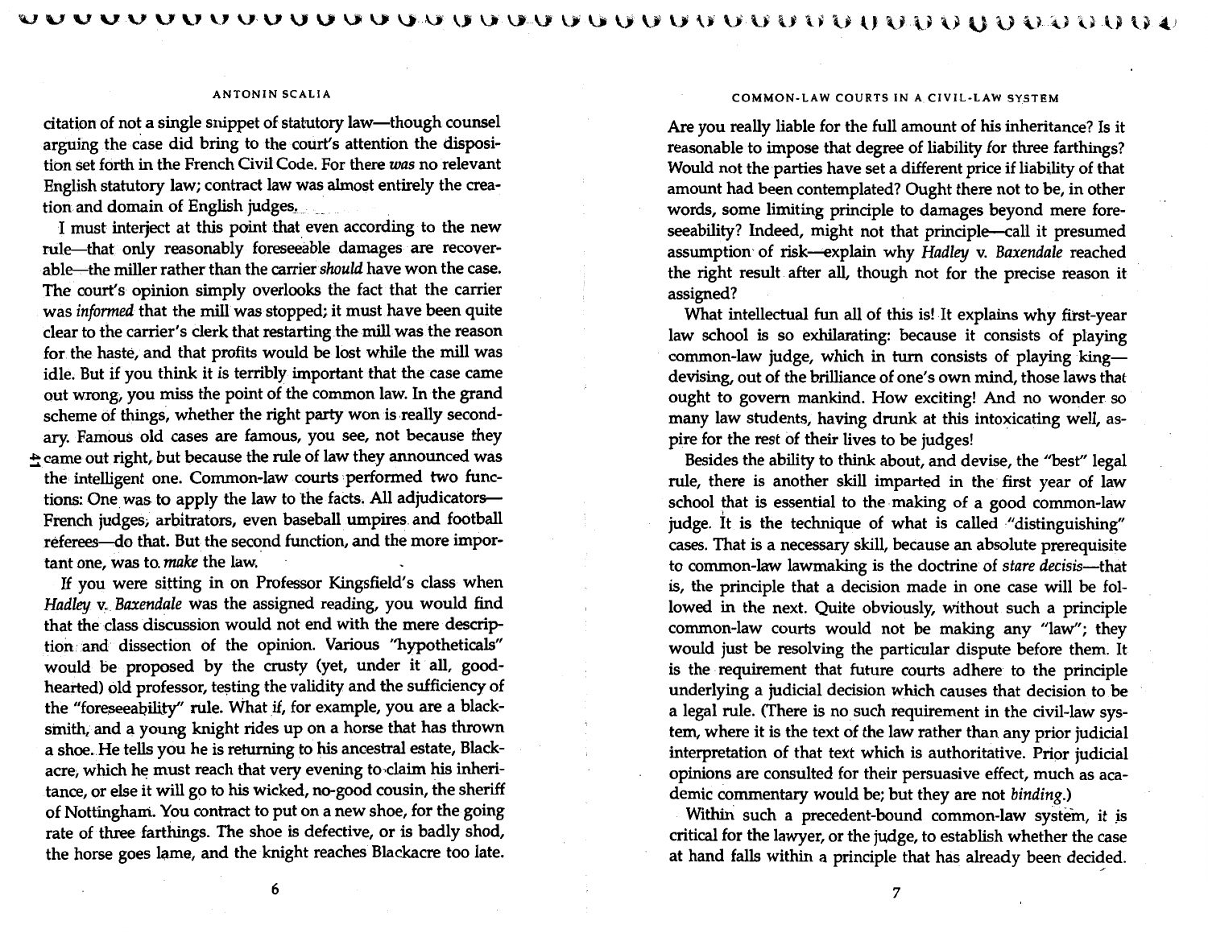citation of not a single snippet of statutory law—though counsel arguing the case did bring to the court's attention the disposition set forth in the French Civil Code. For there *was* no relevant English statutory law; contract law was almost entirely the creation and domain of English judges.

I must interject at this point that even according to the new rule—that only reasonably foreseeable damages are recoverable—the miller rather than the carrier *should* have won the case. The court's opinion simply overlooks the fact that the carrier was *informed* that the mill was stopped; it must have been quite clear to the carrier's clerk that restarting the mill was the reason for the haste, and that profits would be lost while the mill was idle. But if you think it is terribly important that the case came out wrong, you miss the point of the common law. In the grand scheme of things, whether the right party won is really secondary. Famous old cases are famous, you see, not because they came out right, but because the rule of law they announced was the intelligent one. Common-law courts performed two functions: One was to apply the law to the facts. All adjudicators—French judges, arbitrators, even baseball umpires and football referees—do that. But the second function, and the more important one, was to *make* the law.

If you were sitting in on Professor Kingsfield's class when *Hadley* v. *Baxendale* was the assigned reading, you would find that the class discussion would not end with the mere description and dissection of the opinion. Various "hypotheticals" would be proposed by the crusty (yet, under it all, good-hearted) old professor, testing the validity and the sufficiency of the "foreseeability" rule. What if, for example, you are a blacksmith, and a young knight rides up on a horse that has thrown a shoe. He tells you he is returning to his ancestral estate, Blackacre, which he must reach that very evening to claim his inheritance, or else it will go to his wicked, no-good cousin, the sheriff of Nottingham. You contract to put on a new shoe, for the going rate of three farthings. The shoe is defective, or is badly shod, the horse goes lame, and the knight reaches Blackacre too late. Are you really liable for the full amount of his inheritance? Is it reasonable to impose that degree of liability for three farthings? Would not the parties have set a different price if liability of that amount had been contemplated? Ought there not to be, in other words, some limiting principle to damages beyond mere foreseeability? Indeed, might not that principle—call it presumed assumption of risk—explain why *Hadley* v. *Baxendale* reached the right result after all, though not for the precise reason it assigned?

What intellectual fun all of this is! It explains why first-year law school is so exhilarating: because it consists of playing common-law judge, which in turn consists of playing king—devising, out of the brilliance of one's own mind, those laws that ought to govern mankind. How exciting! And no wonder so many law students, having drunk at this intoxicating well, aspire for the rest of their lives to be judges!

Besides the ability to think about, and devise, the "best" legal rule, there is another skill imparted in the first year of law school that is essential to the making of a good common-law judge. It is the technique of what is called "distinguishing" cases. That is a necessary skill, because an absolute prerequisite to common-law lawmaking is the doctrine of *stare decisis*—that is, the principle that a decision made in one case will be followed in the next. Quite obviously, without such a principle common-law courts would not be making any "law"; they would just be resolving the particular dispute before them. It is the requirement that future courts adhere to the principle underlying a judicial decision which causes that decision to be a legal rule. (There is no such requirement in the civil-law system, where it is the text of the law rather than any prior judicial interpretation of that text which is authoritative. Prior judicial opinions are consulted for their persuasive effect, much as academic commentary would be; but they are not *binding*.)

Within such a precedent-bound common-law system, it is critical for the lawyer, or the judge, to establish whether the case at hand falls within a principle that has already been decided.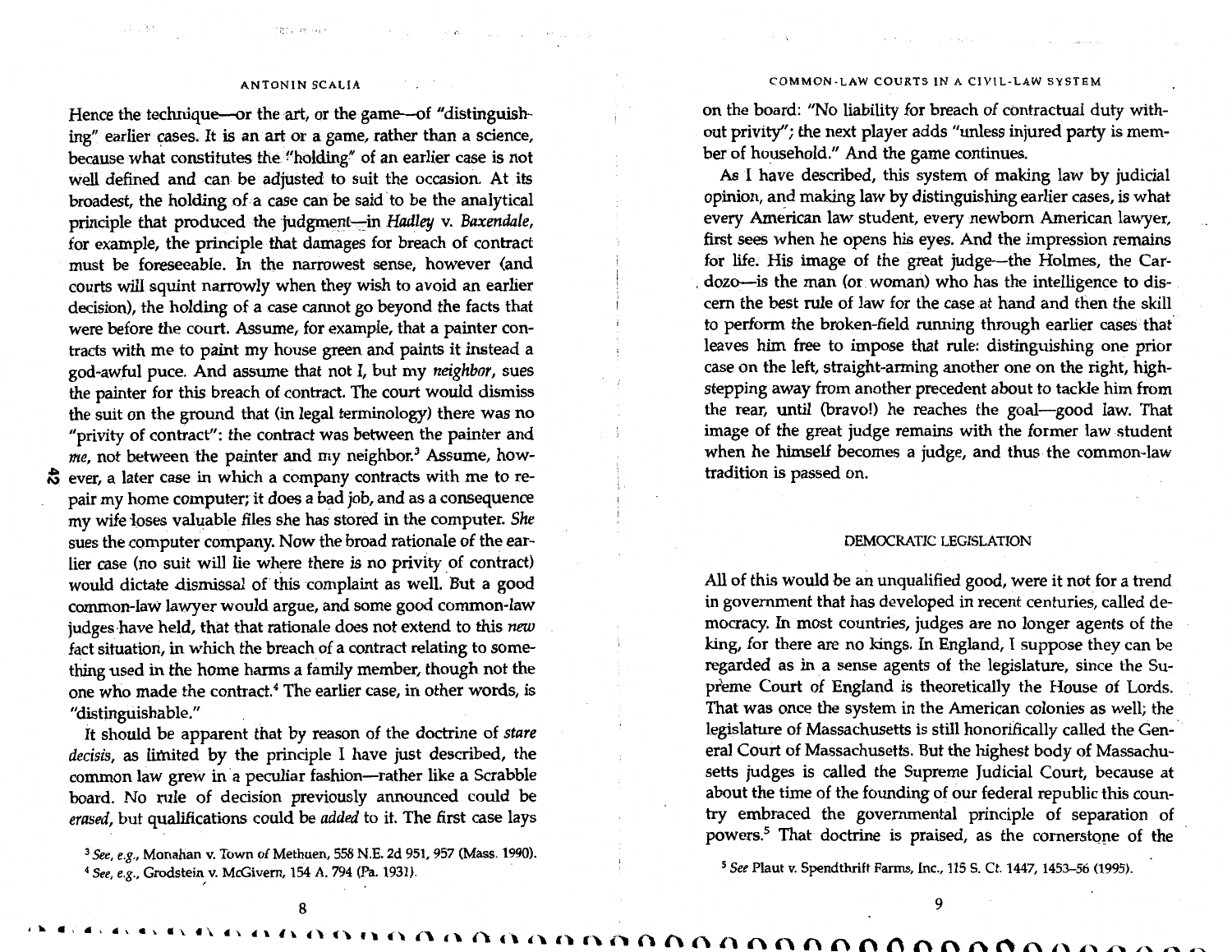Hence the technique—or the art, or the game—of "distinguishing" earlier cases. It is an art or a game, rather than a science, because what constitutes the "holding" of an earlier case is not well defined and can be adjusted to suit the occasion. At its broadest, the holding of a case can be said to be the analytical principle that produced the judgment—in *Hadley* v. *Baxendale*, for example, the principle that damages for breach of contract must be foreseeable. In the narrowest sense, however (and courts will squint narrowly when they wish to avoid an earlier decision), the holding of a case cannot go beyond the facts that were before the court. Assume, for example, that a painter contracts with me to paint my house green and paints it instead a god-awful puce. And assume that not I, but my *neighbor*, sues the painter for this breach of contract. The court would dismiss the suit on the ground that (in legal terminology) there was no "privity of contract": the contract was between the painter and *me*, not between the painter and my neighbor.[3] Assume, however, a later case in which a company contracts with me to repair my home computer; it does a bad job, and as a consequence my wife loses valuable files she has stored in the computer. *She* sues the computer company. Now the broad rationale of the earlier case (no suit will lie where there is no privity of contract) would dictate dismissal of this complaint as well. But a good common-law lawyer would argue, and some good common-law judges have held, that that rationale does not extend to this *new* fact situation, in which the breach of a contract relating to something used in the home harms a family member, though not the one who made the contract.[4] The earlier case, in other words, is "distinguishable."

It should be apparent that by reason of the doctrine of *stare decisis*, as limited by the principle I have just described, the common law grew in a peculiar fashion—rather like a Scrabble board. No rule of decision previously announced could be *erased*, but qualifications could be *added* to it. The first case lays on the board: "No liability for breach of contractual duty without privity"; the next player adds "unless injured party is member of household." And the game continues.

As I have described, this system of making law by judicial opinion, and making law by distinguishing earlier cases, is what every American law student, every newborn American lawyer, first sees when he opens his eyes. And the impression remains for life. His image of the great judge—the Holmes, the Cardozo—is the man (or woman) who has the intelligence to discern the best rule of law for the case at hand and then the skill to perform the broken-field running through earlier cases that leaves him free to impose that rule: distinguishing one prior case on the left, straight-arming another one on the right, high-stepping away from another precedent about to tackle him from the rear, until (bravo!) he reaches the goal—good law. That image of the great judge remains with the former law student when he himself becomes a judge, and thus the common-law tradition is passed on.

## DEMOCRATIC LEGISLATION

All of this would be an unqualified good, were it not for a trend in government that has developed in recent centuries, called democracy. In most countries, judges are no longer agents of the king, for there are no kings. In England, I suppose they can be regarded as in a sense agents of the legislature, since the Supreme Court of England is theoretically the House of Lords. That was once the system in the American colonies as well; the legislature of Massachusetts is still honorifically called the General Court of Massachusetts. But the highest body of Massachusetts judges is called the Supreme Judicial Court, because at about the time of the founding of our federal republic this country embraced the governmental principle of separation of powers.[5] That doctrine is praised, as the cornerstone of the

[3] *See, e.g.*, Monahan v. Town of Methuen, 558 N.E. 2d 951, 957 (Mass. 1990).

[4] *See, e.g.*, Grodstein v. McGivern, 154 A. 794 (Pa. 1931).

[5] *See* Plaut v. Spendthrift Farms, Inc., 115 S. Ct. 1447, 1453–56 (1995).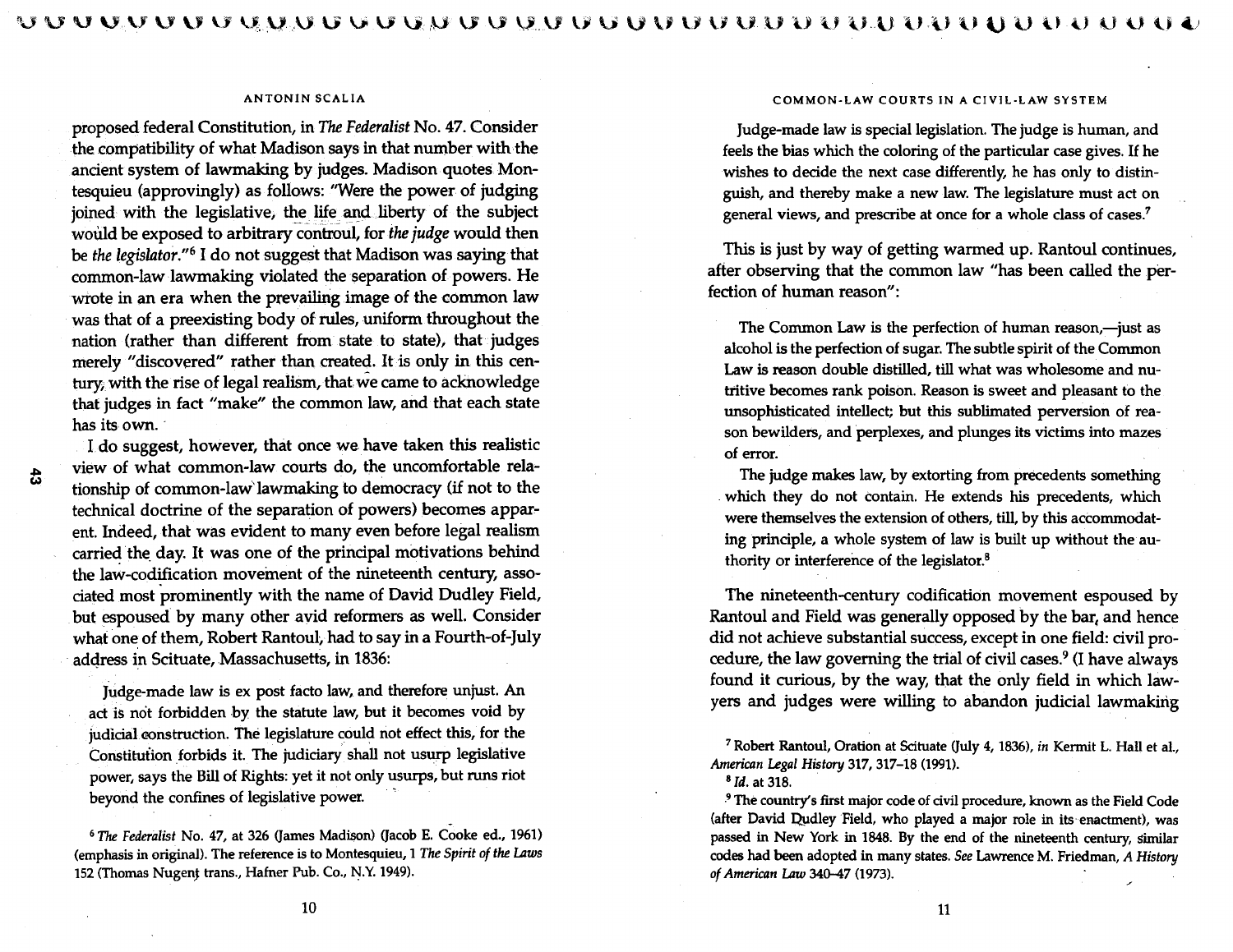proposed federal Constitution, in *The Federalist* No. 47. Consider the compatibility of what Madison says in that number with the ancient system of lawmaking by judges. Madison quotes Montesquieu (approvingly) as follows: "Were the power of judging joined with the legislative, the life and liberty of the subject would be exposed to arbitrary controul, for *the judge* would then be *the legislator*."[6] I do not suggest that Madison was saying that common-law lawmaking violated the separation of powers. He wrote in an era when the prevailing image of the common law was that of a preexisting body of rules, uniform throughout the nation (rather than different from state to state), that judges merely "discovered" rather than created. It is only in this century, with the rise of legal realism, that we came to acknowledge that judges in fact "make" the common law, and that each state has its own.

I do suggest, however, that once we have taken this realistic view of what common-law courts do, the uncomfortable relationship of common-law lawmaking to democracy (if not to the technical doctrine of the separation of powers) becomes apparent. Indeed, that was evident to many even before legal realism carried the day. It was one of the principal motivations behind the law-codification movement of the nineteenth century, associated most prominently with the name of David Dudley Field, but espoused by many other avid reformers as well. Consider what one of them, Robert Rantoul, had to say in a Fourth-of-July address in Scituate, Massachusetts, in 1836:

> Judge-made law is ex post facto law, and therefore unjust. An act is not forbidden by the statute law, but it becomes void by judicial construction. The legislature could not effect this, for the Constitution forbids it. The judiciary shall not usurp legislative power, says the Bill of Rights: yet it not only usurps, but runs riot beyond the confines of legislative power.
>
> Judge-made law is special legislation. The judge is human, and feels the bias which the coloring of the particular case gives. If he wishes to decide the next case differently, he has only to distinguish, and thereby make a new law. The legislature must act on general views, and prescribe at once for a whole class of cases.[7]

This is just by way of getting warmed up. Rantoul continues, after observing that the common law "has been called the perfection of human reason":

> The Common Law is the perfection of human reason,—just as alcohol is the perfection of sugar. The subtle spirit of the Common Law is reason double distilled, till what was wholesome and nutritive becomes rank poison. Reason is sweet and pleasant to the unsophisticated intellect; but this sublimated perversion of reason bewilders, and perplexes, and plunges its victims into mazes of error.
>
> The judge makes law, by extorting from precedents something which they do not contain. He extends his precedents, which were themselves the extension of others, till, by this accommodating principle, a whole system of law is built up without the authority or interference of the legislator.[8]

The nineteenth-century codification movement espoused by Rantoul and Field was generally opposed by the bar, and hence did not achieve substantial success, except in one field: civil procedure, the law governing the trial of civil cases.[9] (I have always found it curious, by the way, that the only field in which lawyers and judges were willing to abandon judicial lawmaking

---

[6] *The Federalist* No. 47, at 326 (James Madison) (Jacob E. Cooke ed., 1961) (emphasis in original). The reference is to Montesquieu, 1 *The Spirit of the Laws* 152 (Thomas Nugent trans., Hafner Pub. Co., N.Y. 1949).

[7] Robert Rantoul, Oration at Scituate (July 4, 1836), *in* Kermit L. Hall et al., *American Legal History* 317, 317–18 (1991).

[8] *Id.* at 318.

[9] The country's first major code of civil procedure, known as the Field Code (after David Dudley Field, who played a major role in its enactment), was passed in New York in 1848. By the end of the nineteenth century, similar codes had been adopted in many states. *See* Lawrence M. Friedman, *A History of American Law* 340–47 (1973).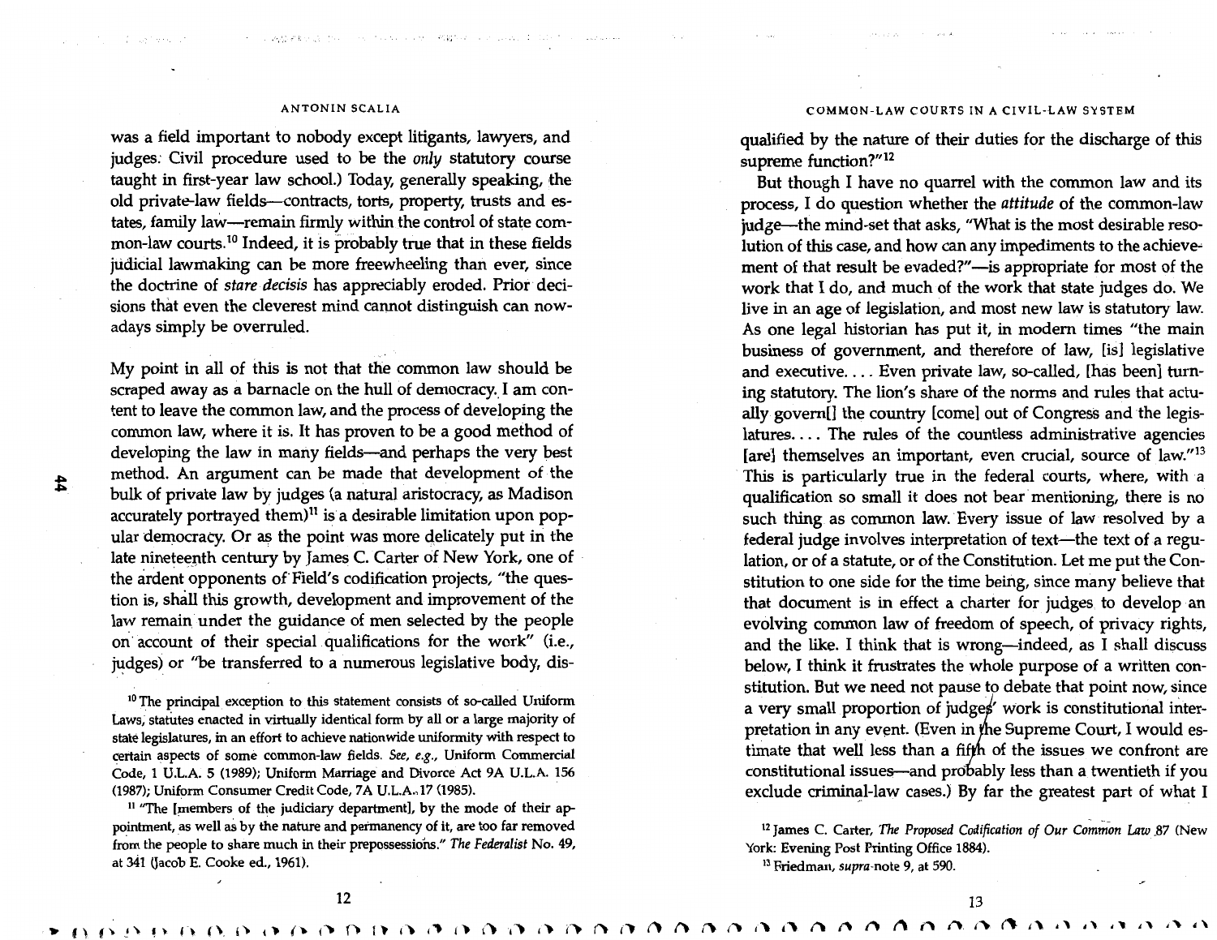was a field important to nobody except litigants, lawyers, and judges. Civil procedure used to be the *only* statutory course taught in first-year law school.) Today, generally speaking, the old private-law fields—contracts, torts, property, trusts and estates, family law—remain firmly within the control of state common-law courts.[10] Indeed, it is probably true that in these fields judicial lawmaking can be more freewheeling than ever, since the doctrine of *stare decisis* has appreciably eroded. Prior decisions that even the cleverest mind cannot distinguish can nowadays simply be overruled.

My point in all of this is not that the common law should be scraped away as a barnacle on the hull of democracy. I am content to leave the common law, and the process of developing the common law, where it is. It has proven to be a good method of developing the law in many fields—and perhaps the very best method. An argument can be made that development of the bulk of private law by judges (a natural aristocracy, as Madison accurately portrayed them)[11] is a desirable limitation upon popular democracy. Or as the point was more delicately put in the late nineteenth century by James C. Carter of New York, one of the ardent opponents of Field's codification projects, "the question is, shall this growth, development and improvement of the law remain under the guidance of men selected by the people on account of their special qualifications for the work" (i.e., judges) or "be transferred to a numerous legislative body, disqualified by the nature of their duties for the discharge of this supreme function?"[12]

But though I have no quarrel with the common law and its process, I do question whether the *attitude* of the common-law judge—the mind-set that asks, "What is the most desirable resolution of this case, and how can any impediments to the achievement of that result be evaded?"—is appropriate for most of the work that I do, and much of the work that state judges do. We live in an age of legislation, and most new law is statutory law. As one legal historian has put it, in modern times "the main business of government, and therefore of law, [is] legislative and executive. . . . Even private law, so-called, [has been] turning statutory. The lion's share of the norms and rules that actually govern[] the country [come] out of Congress and the legislatures. . . . The rules of the countless administrative agencies [are] themselves an important, even crucial, source of law."[13] This is particularly true in the federal courts, where, with a qualification so small it does not bear mentioning, there is no such thing as common law. Every issue of law resolved by a federal judge involves interpretation of text—the text of a regulation, or of a statute, or of the Constitution. Let me put the Constitution to one side for the time being, since many believe that that document is in effect a charter for judges to develop an evolving common law of freedom of speech, of privacy rights, and the like. I think that is wrong—indeed, as I shall discuss below, I think it frustrates the whole purpose of a written constitution. But we need not pause to debate that point now, since a very small proportion of judges' work is constitutional interpretation in any event. (Even in the Supreme Court, I would estimate that well less than a fifth of the issues we confront are constitutional issues—and probably less than a twentieth if you exclude criminal-law cases.) By far the greatest part of what I

---

[10] The principal exception to this statement consists of so-called Uniform Laws, statutes enacted in virtually identical form by all or a large majority of state legislatures, in an effort to achieve nationwide uniformity with respect to certain aspects of some common-law fields. *See, e.g.*, Uniform Commercial Code, 1 U.L.A. 5 (1989); Uniform Marriage and Divorce Act 9A U.L.A. 156 (1987); Uniform Consumer Credit Code, 7A U.L.A. 17 (1985).

[11] "The [members of the judiciary department], by the mode of their appointment, as well as by the nature and permanency of it, are too far removed from the people to share much in their prepossessions." *The Federalist* No. 49, at 341 (Jacob E. Cooke ed., 1961).

[12] James C. Carter, *The Proposed Codification of Our Common Law* 87 (New York: Evening Post Printing Office 1884).

[13] Friedman, *supra* note 9, at 590.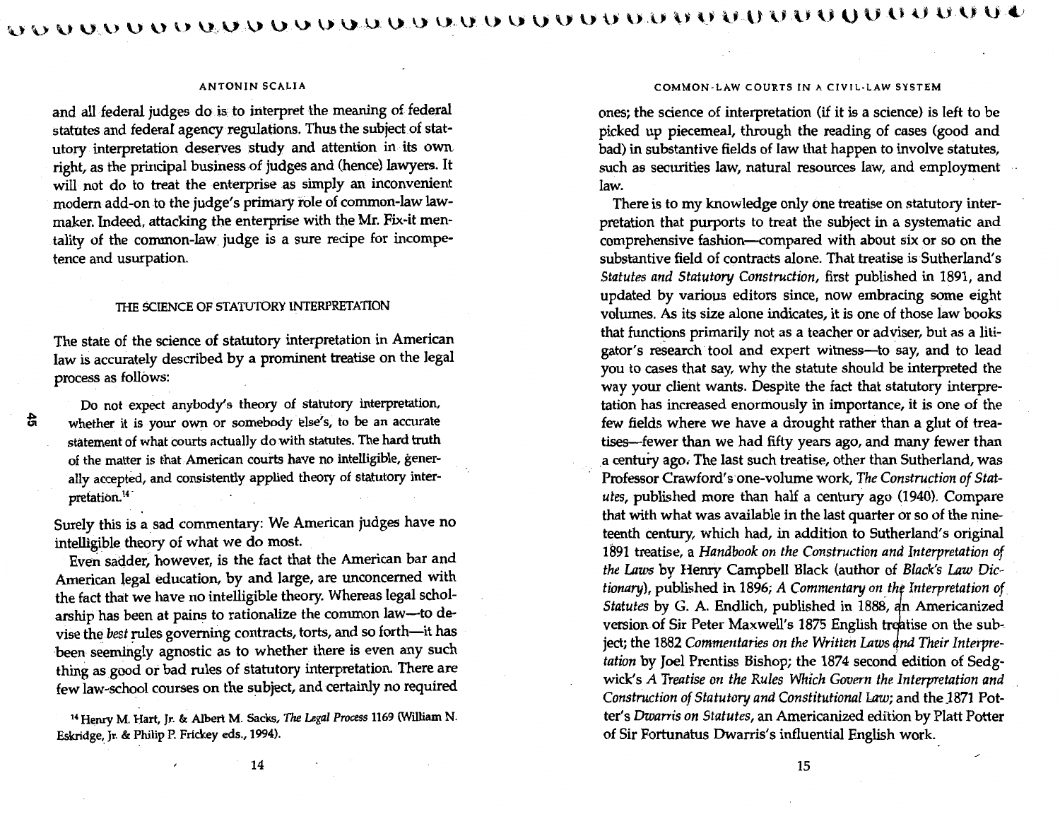and all federal judges do is to interpret the meaning of federal statutes and federal agency regulations. Thus the subject of statutory interpretation deserves study and attention in its own right, as the principal business of judges and (hence) lawyers. It will not do to treat the enterprise as simply an inconvenient modern add-on to the judge's primary role of common-law lawmaker. Indeed, attacking the enterprise with the Mr. Fix-it mentality of the common-law judge is a sure recipe for incompetence and usurpation.

### THE SCIENCE OF STATUTORY INTERPRETATION

The state of the science of statutory interpretation in American law is accurately described by a prominent treatise on the legal process as follows:

> Do not expect anybody's theory of statutory interpretation, whether it is your own or somebody else's, to be an accurate statement of what courts actually do with statutes. The hard truth of the matter is that American courts have no intelligible, generally accepted, and consistently applied theory of statutory interpretation.[14]

Surely this is a sad commentary: We American judges have no intelligible theory of what we do most.

Even sadder, however, is the fact that the American bar and American legal education, by and large, are unconcerned with the fact that we have no intelligible theory. Whereas legal scholarship has been at pains to rationalize the common law—to devise the *best* rules governing contracts, torts, and so forth—it has been seemingly agnostic as to whether there is even any such thing as good or bad rules of statutory interpretation. There are few law-school courses on the subject, and certainly no required ones; the science of interpretation (if it is a science) is left to be picked up piecemeal, through the reading of cases (good and bad) in substantive fields of law that happen to involve statutes, such as securities law, natural resources law, and employment law.

There is to my knowledge only one treatise on statutory interpretation that purports to treat the subject in a systematic and comprehensive fashion—compared with about six or so on the substantive field of contracts alone. That treatise is Sutherland's *Statutes and Statutory Construction*, first published in 1891, and updated by various editors since, now embracing some eight volumes. As its size alone indicates, it is one of those law books that functions primarily not as a teacher or adviser, but as a litigator's research tool and expert witness—to say, and to lead you to cases that say, why the statute should be interpreted the way your client wants. Despite the fact that statutory interpretation has increased enormously in importance, it is one of the few fields where we have a drought rather than a glut of treatises—fewer than we had fifty years ago, and many fewer than a century ago. The last such treatise, other than Sutherland, was Professor Crawford's one-volume work, *The Construction of Statutes*, published more than half a century ago (1940). Compare that with what was available in the last quarter or so of the nineteenth century, which had, in addition to Sutherland's original 1891 treatise, a *Handbook on the Construction and Interpretation of the Laws* by Henry Campbell Black (author of *Black's Law Dictionary*), published in 1896; *A Commentary on the Interpretation of Statutes* by G. A. Endlich, published in 1888, an Americanized version of Sir Peter Maxwell's 1875 English treatise on the subject; the 1882 *Commentaries on the Written Laws and Their Interpretation* by Joel Prentiss Bishop; the 1874 second edition of Sedgwick's *A Treatise on the Rules Which Govern the Interpretation and Construction of Statutory and Constitutional Law*; and the 1871 Potter's *Dwarris on Statutes*, an Americanized edition by Platt Potter of Sir Fortunatus Dwarris's influential English work.

[14] Henry M. Hart, Jr. & Albert M. Sacks, *The Legal Process* 1169 (William N. Eskridge, Jr. & Philip P. Frickey eds., 1994).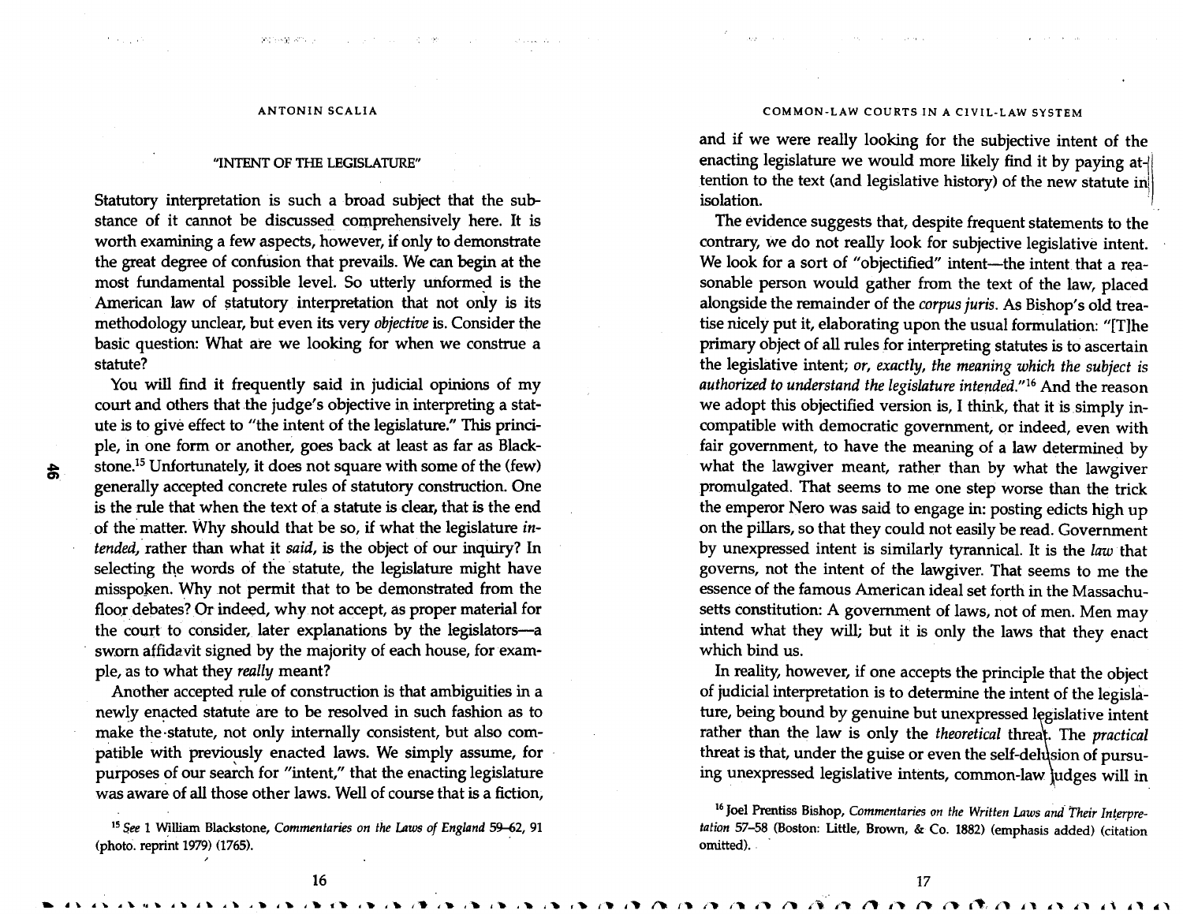## "INTENT OF THE LEGISLATURE"

Statutory interpretation is such a broad subject that the substance of it cannot be discussed comprehensively here. It is worth examining a few aspects, however, if only to demonstrate the great degree of confusion that prevails. We can begin at the most fundamental possible level. So utterly unformed is the American law of statutory interpretation that not only is its methodology unclear, but even its very *objective* is. Consider the basic question: What are we looking for when we construe a statute?

You will find it frequently said in judicial opinions of my court and others that the judge's objective in interpreting a statute is to give effect to "the intent of the legislature." This principle, in one form or another, goes back at least as far as Blackstone.[15] Unfortunately, it does not square with some of the (few) generally accepted concrete rules of statutory construction. One is the rule that when the text of a statute is clear, that is the end of the matter. Why should that be so, if what the legislature *intended*, rather than what it *said*, is the object of our inquiry? In selecting the words of the statute, the legislature might have misspoken. Why not permit that to be demonstrated from the floor debates? Or indeed, why not accept, as proper material for the court to consider, later explanations by the legislators—a sworn affidavit signed by the majority of each house, for example, as to what they *really* meant?

Another accepted rule of construction is that ambiguities in a newly enacted statute are to be resolved in such fashion as to make the statute, not only internally consistent, but also compatible with previously enacted laws. We simply assume, for purposes of our search for "intent," that the enacting legislature was aware of all those other laws. Well of course that is a fiction, and if we were really looking for the subjective intent of the enacting legislature we would more likely find it by paying attention to the text (and legislative history) of the new statute in isolation.

The evidence suggests that, despite frequent statements to the contrary, we do not really look for subjective legislative intent. We look for a sort of "objectified" intent—the intent that a reasonable person would gather from the text of the law, placed alongside the remainder of the *corpus juris*. As Bishop's old treatise nicely put it, elaborating upon the usual formulation: "[T]he primary object of all rules for interpreting statutes is to ascertain the legislative intent; *or, exactly, the meaning which the subject is authorized to understand the legislature intended.*"[16] And the reason we adopt this objectified version is, I think, that it is simply incompatible with democratic government, or indeed, even with fair government, to have the meaning of a law determined by what the lawgiver meant, rather than by what the lawgiver promulgated. That seems to me one step worse than the trick the emperor Nero was said to engage in: posting edicts high up on the pillars, so that they could not easily be read. Government by unexpressed intent is similarly tyrannical. It is the *law* that governs, not the intent of the lawgiver. That seems to me the essence of the famous American ideal set forth in the Massachusetts constitution: A government of laws, not of men. Men may intend what they will; but it is only the laws that they enact which bind us.

In reality, however, if one accepts the principle that the object of judicial interpretation is to determine the intent of the legislature, being bound by genuine but unexpressed legislative intent rather than the law is only the *theoretical* threat. The *practical* threat is that, under the guise or even the self-delusion of pursuing unexpressed legislative intents, common-law judges will in

[15] *See* 1 William Blackstone, *Commentaries on the Laws of England* 59–62, 91 (photo. reprint 1979) (1765).

[16] Joel Prentiss Bishop, *Commentaries on the Written Laws and Their Interpretation* 57–58 (Boston: Little, Brown, & Co. 1882) (emphasis added) (citation omitted).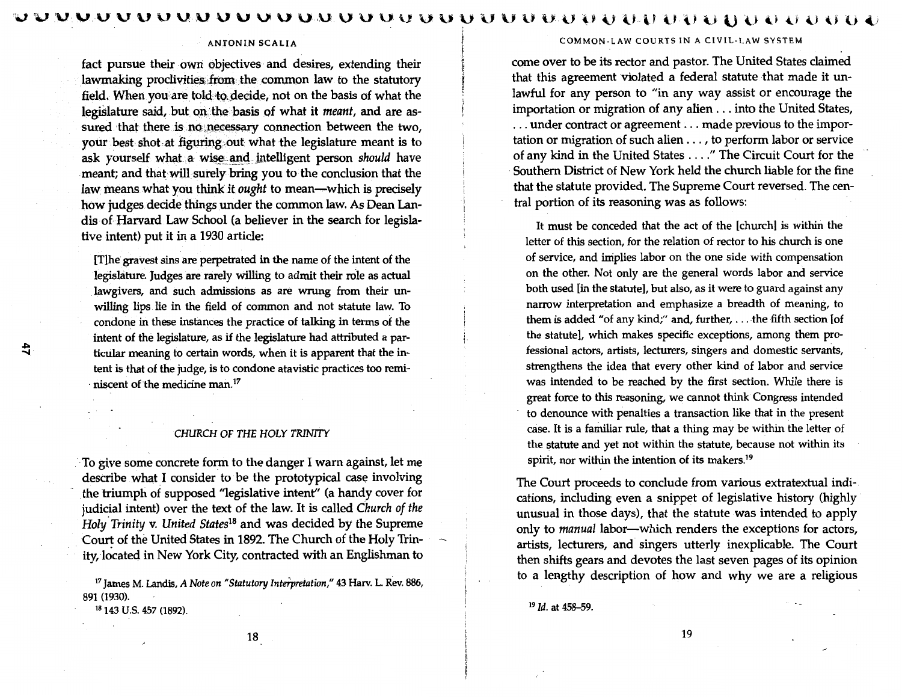fact pursue their own objectives and desires, extending their lawmaking proclivities from the common law to the statutory field. When you are told to decide, not on the basis of what the legislature said, but on the basis of what it *meant*, and are assured that there is no necessary connection between the two, your best shot at figuring out what the legislature meant is to ask yourself what a wise and intelligent person *should* have meant; and that will surely bring you to the conclusion that the law means what you think it *ought* to mean—which is precisely how judges decide things under the common law. As Dean Landis of Harvard Law School (a believer in the search for legislative intent) put it in a 1930 article:

> [T]he gravest sins are perpetrated in the name of the intent of the legislature. Judges are rarely willing to admit their rôle as actual lawgivers, and such admissions as are wrung from their unwilling lips lie in the field of common and not statute law. To condone in these instances the practice of talking in terms of the intent of the legislature, as if the legislature had attributed a particular meaning to certain words, when it is apparent that the intent is that of the judge, is to condone atavistic practices too reminiscent of the medicine man.[17]

### *CHURCH OF THE HOLY TRINITY*

To give some concrete form to the danger I warn against, let me describe what I consider to be the prototypical case involving the triumph of supposed "legislative intent" (a handy cover for judicial intent) over the text of the law. It is called *Church of the Holy Trinity* v. *United States*[18] and was decided by the Supreme Court of the United States in 1892. The Church of the Holy Trinity, located in New York City, contracted with an Englishman to come over to be its rector and pastor. The United States claimed that this agreement violated a federal statute that made it unlawful for any person to "in any way assist or encourage the importation or migration of any alien . . . into the United States, . . . under contract or agreement . . . made previous to the importation or migration of such alien . . . , to perform labor or service of any kind in the United States . . . ." The Circuit Court for the Southern District of New York held the church liable for the fine that the statute provided. The Supreme Court reversed. The central portion of its reasoning was as follows:

> It must be conceded that the act of the [church] is within the letter of this section, for the relation of rector to his church is one of service, and implies labor on the one side with compensation on the other. Not only are the general words labor and service both used [in the statute], but also, as it were to guard against any narrow interpretation and emphasize a breadth of meaning, to them is added "of any kind;" and, further, . . . the fifth section [of the statute], which makes specific exceptions, among them professional actors, artists, lecturers, singers and domestic servants, strengthens the idea that every other kind of labor and service was intended to be reached by the first section. While there is great force to this reasoning, we cannot think Congress intended to denounce with penalties a transaction like that in the present case. It is a familiar rule, that a thing may be within the letter of the statute and yet not within the statute, because not within its spirit, nor within the intention of its makers.[19]

The Court proceeds to conclude from various extratextual indications, including even a snippet of legislative history (highly unusual in those days), that the statute was intended to apply only to *manual* labor—which renders the exceptions for actors, artists, lecturers, and singers utterly inexplicable. The Court then shifts gears and devotes the last seven pages of its opinion to a lengthy description of how and why we are a religious

[17] James M. Landis, *A Note on "Statutory Interpretation,"* 43 Harv. L. Rev. 886, 891 (1930).

[18] 143 U.S. 457 (1892).

[19] *Id.* at 458–59.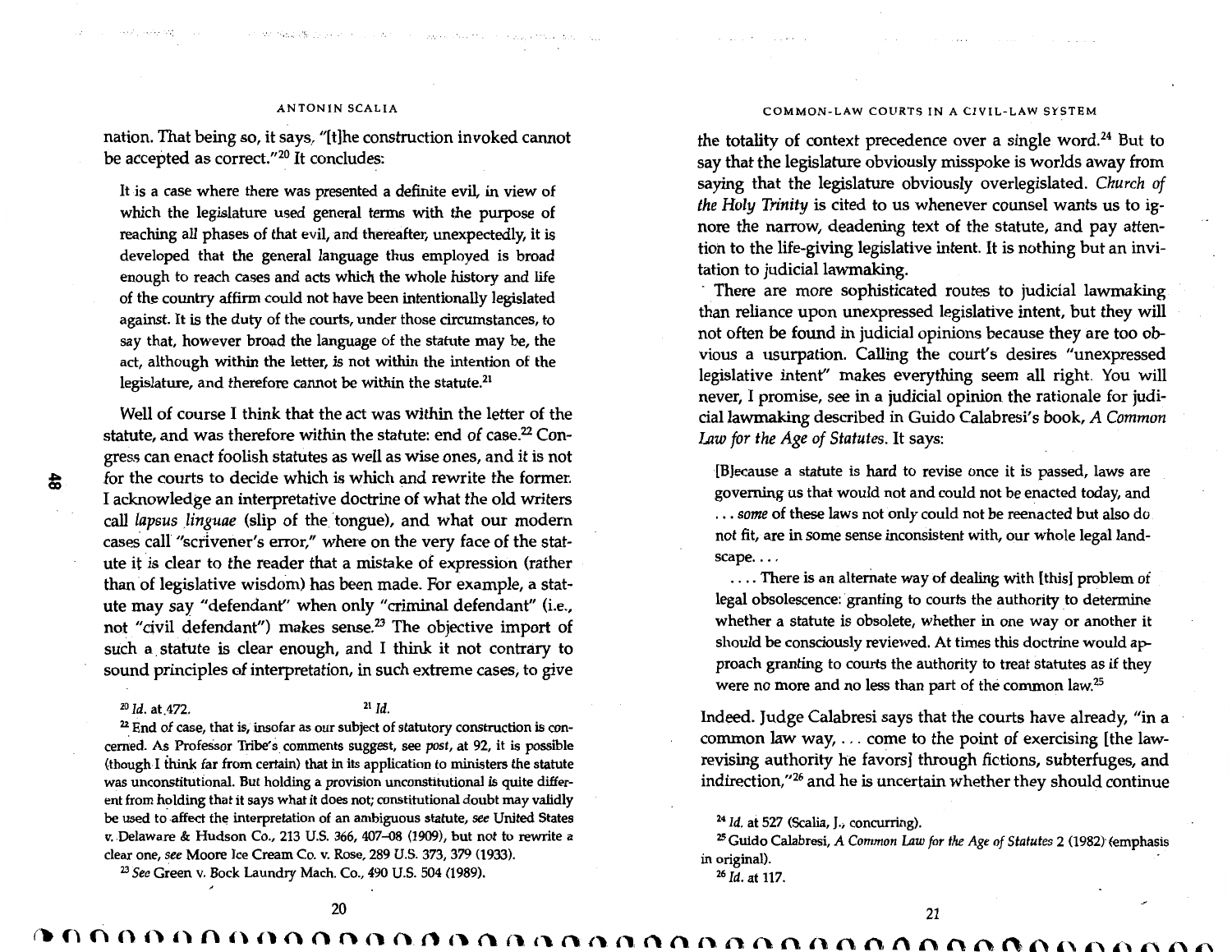nation. That being so, it says, "[t]he construction invoked cannot be accepted as correct."[20] It concludes:

> It is a case where there was presented a definite evil, in view of which the legislature used general terms with the purpose of reaching all phases of that evil, and thereafter, unexpectedly, it is developed that the general language thus employed is broad enough to reach cases and acts which the whole history and life of the country affirm could not have been intentionally legislated against. It is the duty of the courts, under those circumstances, to say that, however broad the language of the statute may be, the act, although within the letter, is not within the intention of the legislature, and therefore cannot be within the statute.[21]

Well of course I think that the act was within the letter of the statute, and was therefore within the statute: end of case.[22] Congress can enact foolish statutes as well as wise ones, and it is not for the courts to decide which is which and rewrite the former. I acknowledge an interpretative doctrine of what the old writers call *lapsus linguae* (slip of the tongue), and what our modern cases call "scrivener's error," where on the very face of the statute it is clear to the reader that a mistake of expression (rather than of legislative wisdom) has been made. For example, a statute may say "defendant" when only "criminal defendant" (i.e., not "civil defendant") makes sense.[23] The objective import of such a statute is clear enough, and I think it not contrary to sound principles of interpretation, in such extreme cases, to give the totality of context precedence over a single word.[24] But to say that the legislature obviously misspoke is worlds away from saying that the legislature obviously overlegislated. *Church of the Holy Trinity* is cited to us whenever counsel wants us to ignore the narrow, deadening text of the statute, and pay attention to the life-giving legislative intent. It is nothing but an invitation to judicial lawmaking.

There are more sophisticated routes to judicial lawmaking than reliance upon unexpressed legislative intent, but they will not often be found in judicial opinions because they are too obvious a usurpation. Calling the court's desires "unexpressed legislative intent" makes everything seem all right. You will never, I promise, see in a judicial opinion the rationale for judicial lawmaking described in Guido Calabresi's book, *A Common Law for the Age of Statutes*. It says:

> [B]ecause a statute is hard to revise once it is passed, laws are governing us that would not and could not be enacted today, and . . . *some* of these laws not only could not be reenacted but also do not fit, are in some sense inconsistent with, our whole legal landscape. . . .
>
> . . . . There is an alternate way of dealing with [this] problem of legal obsolescence: granting to courts the authority to determine whether a statute is obsolete, whether in one way or another it should be consciously reviewed. At times this doctrine would approach granting to courts the authority to treat statutes as if they were no more and no less than part of the common law.[25]

Indeed. Judge Calabresi says that the courts have already, "in a common law way, . . . come to the point of exercising [the law-revising authority he favors] through fictions, subterfuges, and indirection,"[26] and he is uncertain whether they should continue

---

[20] *Id.* at 472.

[21] *Id.*

[22] End of case, that is, insofar as our subject of statutory construction is concerned. As Professor Tribe's comments suggest, see *post*, at 92, it is possible (though I think far from certain) that in its application to ministers the statute was unconstitutional. But holding a provision unconstitutional is quite different from holding that it says what it does not; constitutional doubt may validly be used to affect the interpretation of an ambiguous statute, *see* United States v. Delaware & Hudson Co., 213 U.S. 366, 407–08 (1909), but not to rewrite a clear one, *see* Moore Ice Cream Co. v. Rose, 289 U.S. 373, 379 (1933).

[23] *See* Green v. Bock Laundry Mach. Co., 490 U.S. 504 (1989).

[24] *Id.* at 527 (Scalia, J., concurring).

[25] Guido Calabresi, *A Common Law for the Age of Statutes* 2 (1982) (emphasis in original).

[26] *Id.* at 117.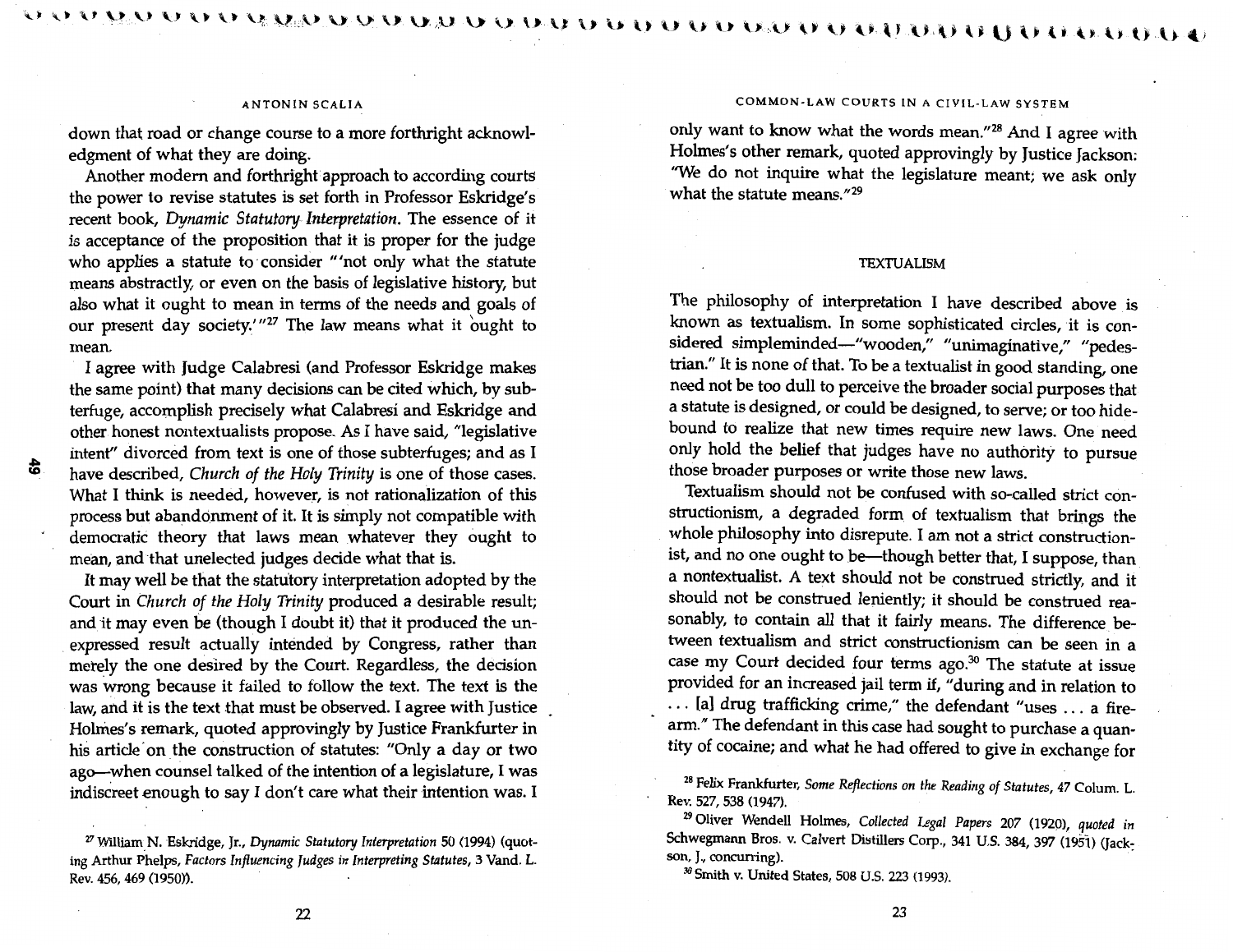down that road or change course to a more forthright acknowledgment of what they are doing.

Another modern and forthright approach to according courts the power to revise statutes is set forth in Professor Eskridge's recent book, *Dynamic Statutory Interpretation*. The essence of it is acceptance of the proposition that it is proper for the judge who applies a statute to consider "'not only what the statute means abstractly, or even on the basis of legislative history, but also what it ought to mean in terms of the needs and goals of our present day society.'"[27] The law means what it ought to mean.

I agree with Judge Calabresi (and Professor Eskridge makes the same point) that many decisions can be cited which, by subterfuge, accomplish precisely what Calabresi and Eskridge and other honest nontextualists propose. As I have said, "legislative intent" divorced from text is one of those subterfuges; and as I have described, *Church of the Holy Trinity* is one of those cases. What I think is needed, however, is not rationalization of this process but abandonment of it. It is simply not compatible with democratic theory that laws mean whatever they ought to mean, and that unelected judges decide what that is.

It may well be that the statutory interpretation adopted by the Court in *Church of the Holy Trinity* produced a desirable result; and it may even be (though I doubt it) that it produced the unexpressed result actually intended by Congress, rather than merely the one desired by the Court. Regardless, the decision was wrong because it failed to follow the text. The text is the law, and it is the text that must be observed. I agree with Justice Holmes's remark, quoted approvingly by Justice Frankfurter in his article on the construction of statutes: "Only a day or two ago—when counsel talked of the intention of a legislature, I was indiscreet enough to say I don't care what their intention was. I only want to know what the words mean."[28] And I agree with Holmes's other remark, quoted approvingly by Justice Jackson: "We do not inquire what the legislature meant; we ask only what the statute means."[29]

## TEXTUALISM

The philosophy of interpretation I have described above is known as textualism. In some sophisticated circles, it is considered simpleminded—"wooden," "unimaginative," "pedestrian." It is none of that. To be a textualist in good standing, one need not be too dull to perceive the broader social purposes that a statute is designed, or could be designed, to serve; or too hidebound to realize that new times require new laws. One need only hold the belief that judges have no authority to pursue those broader purposes or write those new laws.

Textualism should not be confused with so-called strict constructionism, a degraded form of textualism that brings the whole philosophy into disrepute. I am not a strict constructionist, and no one ought to be—though better that, I suppose, than a nontextualist. A text should not be construed strictly, and it should not be construed leniently; it should be construed reasonably, to contain all that it fairly means. The difference between textualism and strict constructionism can be seen in a case my Court decided four terms ago.[30] The statute at issue provided for an increased jail term if, "during and in relation to . . . [a] drug trafficking crime," the defendant "uses . . . a firearm." The defendant in this case had sought to purchase a quantity of cocaine; and what he had offered to give in exchange for

[27] William N. Eskridge, Jr., *Dynamic Statutory Interpretation* 50 (1994) (quoting Arthur Phelps, *Factors Influencing Judges in Interpreting Statutes*, 3 Vand. L. Rev. 456, 469 (1950)).

[28] Felix Frankfurter, *Some Reflections on the Reading of Statutes*, 47 Colum. L. Rev. 527, 538 (1947).

[29] Oliver Wendell Holmes, *Collected Legal Papers* 207 (1920), *quoted in* Schwegmann Bros. v. Calvert Distillers Corp., 341 U.S. 384, 397 (1951) (Jackson, J., concurring).

[30] Smith v. United States, 508 U.S. 223 (1993).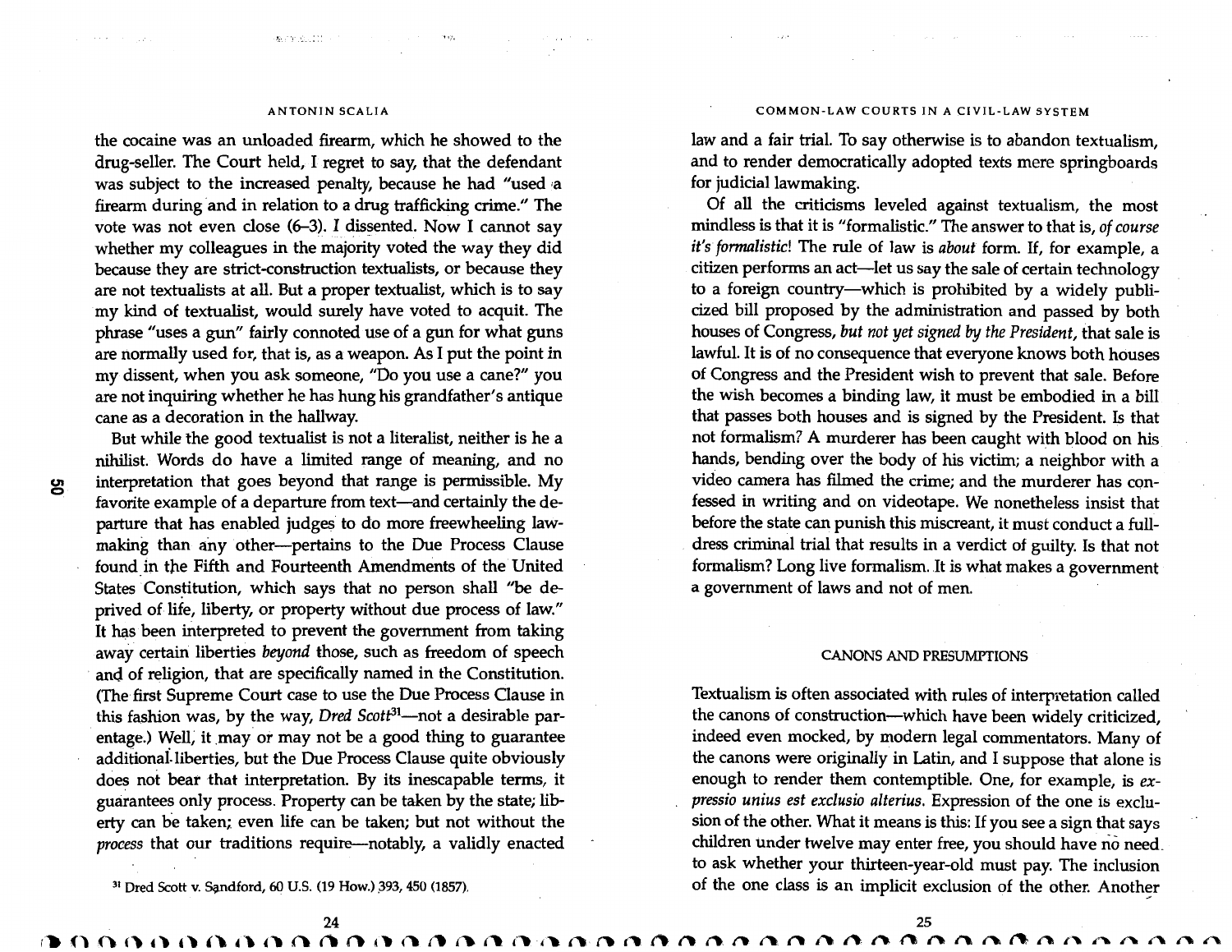the cocaine was an unloaded firearm, which he showed to the drug-seller. The Court held, I regret to say, that the defendant was subject to the increased penalty, because he had "used a firearm during and in relation to a drug trafficking crime." The vote was not even close (6–3). I dissented. Now I cannot say whether my colleagues in the majority voted the way they did because they are strict-construction textualists, or because they are not textualists at all. But a proper textualist, which is to say my kind of textualist, would surely have voted to acquit. The phrase "uses a gun" fairly connoted use of a gun for what guns are normally used for, that is, as a weapon. As I put the point in my dissent, when you ask someone, "Do you use a cane?" you are not inquiring whether he has hung his grandfather's antique cane as a decoration in the hallway.

But while the good textualist is not a literalist, neither is he a nihilist. Words do have a limited range of meaning, and no interpretation that goes beyond that range is permissible. My favorite example of a departure from text—and certainly the departure that has enabled judges to do more freewheeling lawmaking than any other—pertains to the Due Process Clause found in the Fifth and Fourteenth Amendments of the United States Constitution, which says that no person shall "be deprived of life, liberty, or property without due process of law." It has been interpreted to prevent the government from taking away certain liberties *beyond* those, such as freedom of speech and of religion, that are specifically named in the Constitution. (The first Supreme Court case to use the Due Process Clause in this fashion was, by the way, *Dred Scott*[31]—not a desirable parentage.) Well, it may or may not be a good thing to guarantee additional liberties, but the Due Process Clause quite obviously does not bear that interpretation. By its inescapable terms, it guarantees only process. Property can be taken by the state; liberty can be taken; even life can be taken; but not without the *process* that our traditions require—notably, a validly enacted law and a fair trial. To say otherwise is to abandon textualism, and to render democratically adopted texts mere springboards for judicial lawmaking.

[31] Dred Scott v. Sandford, 60 U.S. (19 How.) 393, 450 (1857).

Of all the criticisms leveled against textualism, the most mindless is that it is "formalistic." The answer to that is, *of course it's formalistic!* The rule of law is *about* form. If, for example, a citizen performs an act—let us say the sale of certain technology to a foreign country—which is prohibited by a widely publicized bill proposed by the administration and passed by both houses of Congress, *but not yet signed by the President,* that sale is lawful. It is of no consequence that everyone knows both houses of Congress and the President wish to prevent that sale. Before the wish becomes a binding law, it must be embodied in a bill that passes both houses and is signed by the President. Is that not formalism? A murderer has been caught with blood on his hands, bending over the body of his victim; a neighbor with a video camera has filmed the crime; and the murderer has confessed in writing and on videotape. We nonetheless insist that before the state can punish this miscreant, it must conduct a full-dress criminal trial that results in a verdict of guilty. Is that not formalism? Long live formalism. It is what makes a government a government of laws and not of men.

## CANONS AND PRESUMPTIONS

Textualism is often associated with rules of interpretation called the canons of construction—which have been widely criticized, indeed even mocked, by modern legal commentators. Many of the canons were originally in Latin, and I suppose that alone is enough to render them contemptible. One, for example, is *expressio unius est exclusio alterius.* Expression of the one is exclusion of the other. What it means is this: If you see a sign that says children under twelve may enter free, you should have no need to ask whether your thirteen-year-old must pay. The inclusion of the one class is an implicit exclusion of the other. Another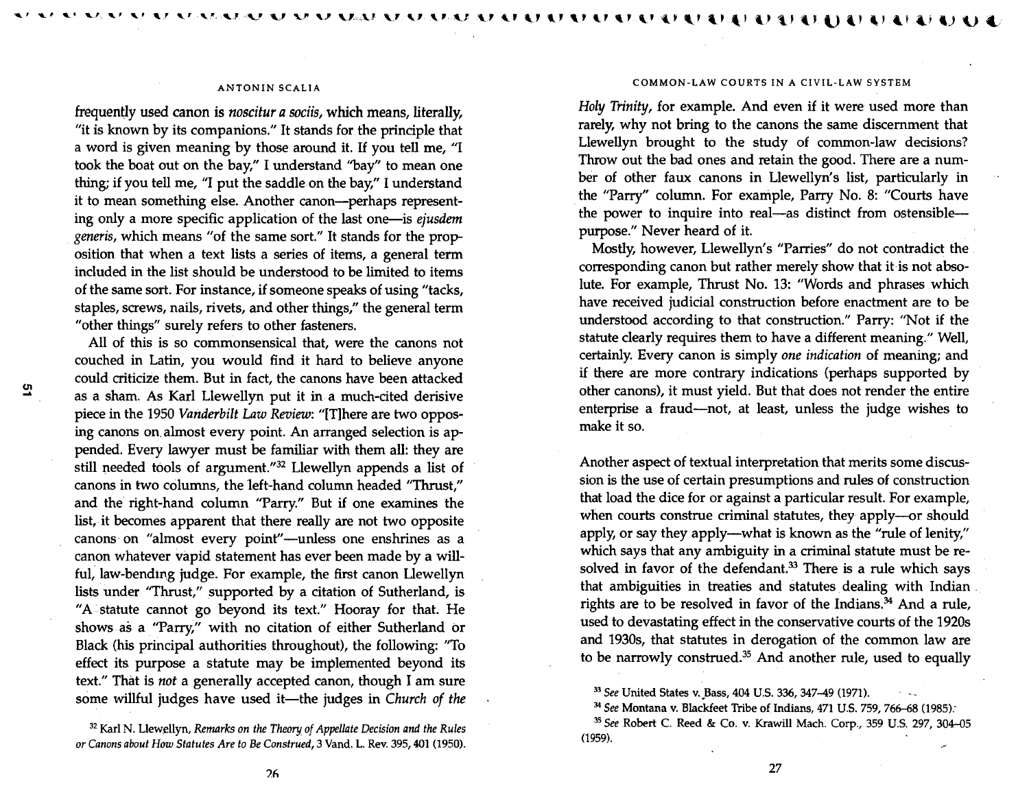frequently used canon is *noscitur a sociis*, which means, literally, "it is known by its companions." It stands for the principle that a word is given meaning by those around it. If you tell me, "I took the boat out on the bay," I understand "bay" to mean one thing; if you tell me, "I put the saddle on the bay," I understand it to mean something else. Another canon—perhaps representing only a more specific application of the last one—is *ejusdem generis*, which means "of the same sort." It stands for the proposition that when a text lists a series of items, a general term included in the list should be understood to be limited to items of the same sort. For instance, if someone speaks of using "tacks, staples, screws, nails, rivets, and other things," the general term "other things" surely refers to other fasteners.

All of this is so commonsensical that, were the canons not couched in Latin, you would find it hard to believe anyone could criticize them. But in fact, the canons have been attacked as a sham. As Karl Llewellyn put it in a much-cited derisive piece in the 1950 *Vanderbilt Law Review*: "[T]here are two opposing canons on almost every point. An arranged selection is appended. Every lawyer must be familiar with them all: they are still needed tools of argument."[32] Llewellyn appends a list of canons in two columns, the left-hand column headed "Thrust," and the right-hand column "Parry." But if one examines the list, it becomes apparent that there really are not two opposite canons on "almost every point"—unless one enshrines as a canon whatever vapid statement has ever been made by a willful, law-bending judge. For example, the first canon Llewellyn lists under "Thrust," supported by a citation of Sutherland, is "A statute cannot go beyond its text." Hooray for that. He shows as a "Parry," with no citation of either Sutherland or Black (his principal authorities throughout), the following: "To effect its purpose a statute may be implemented beyond its text." That is *not* a generally accepted canon, though I am sure some willful judges have used it—the judges in *Church of the Holy Trinity*, for example. And even if it were used more than rarely, why not bring to the canons the same discernment that Llewellyn brought to the study of common-law decisions? Throw out the bad ones and retain the good. There are a number of other faux canons in Llewellyn's list, particularly in the "Parry" column. For example, Parry No. 8: "Courts have the power to inquire into real—as distinct from ostensible—purpose." Never heard of it.

Mostly, however, Llewellyn's "Parries" do not contradict the corresponding canon but rather merely show that it is not absolute. For example, Thrust No. 13: "Words and phrases which have received judicial construction before enactment are to be understood according to that construction." Parry: "Not if the statute clearly requires them to have a different meaning." Well, certainly. Every canon is simply *one indication* of meaning; and if there are more contrary indications (perhaps supported by other canons), it must yield. But that does not render the entire enterprise a fraud—not, at least, unless the judge wishes to make it so.

Another aspect of textual interpretation that merits some discussion is the use of certain presumptions and rules of construction that load the dice for or against a particular result. For example, when courts construe criminal statutes, they apply—or should apply, or say they apply—what is known as the "rule of lenity," which says that any ambiguity in a criminal statute must be resolved in favor of the defendant.[33] There is a rule which says that ambiguities in treaties and statutes dealing with Indian rights are to be resolved in favor of the Indians.[34] And a rule, used to devastating effect in the conservative courts of the 1920s and 1930s, that statutes in derogation of the common law are to be narrowly construed.[35] And another rule, used to equally

[32] Karl N. Llewellyn, *Remarks on the Theory of Appellate Decision and the Rules or Canons about How Statutes Are to Be Construed*, 3 Vand. L. Rev. 395, 401 (1950).

[33] *See* United States v. Bass, 404 U.S. 336, 347–49 (1971).

[34] *See* Montana v. Blackfeet Tribe of Indians, 471 U.S. 759, 766–68 (1985).

[35] *See* Robert C. Reed & Co. v. Krawill Mach. Corp., 359 U.S. 297, 304–05 (1959).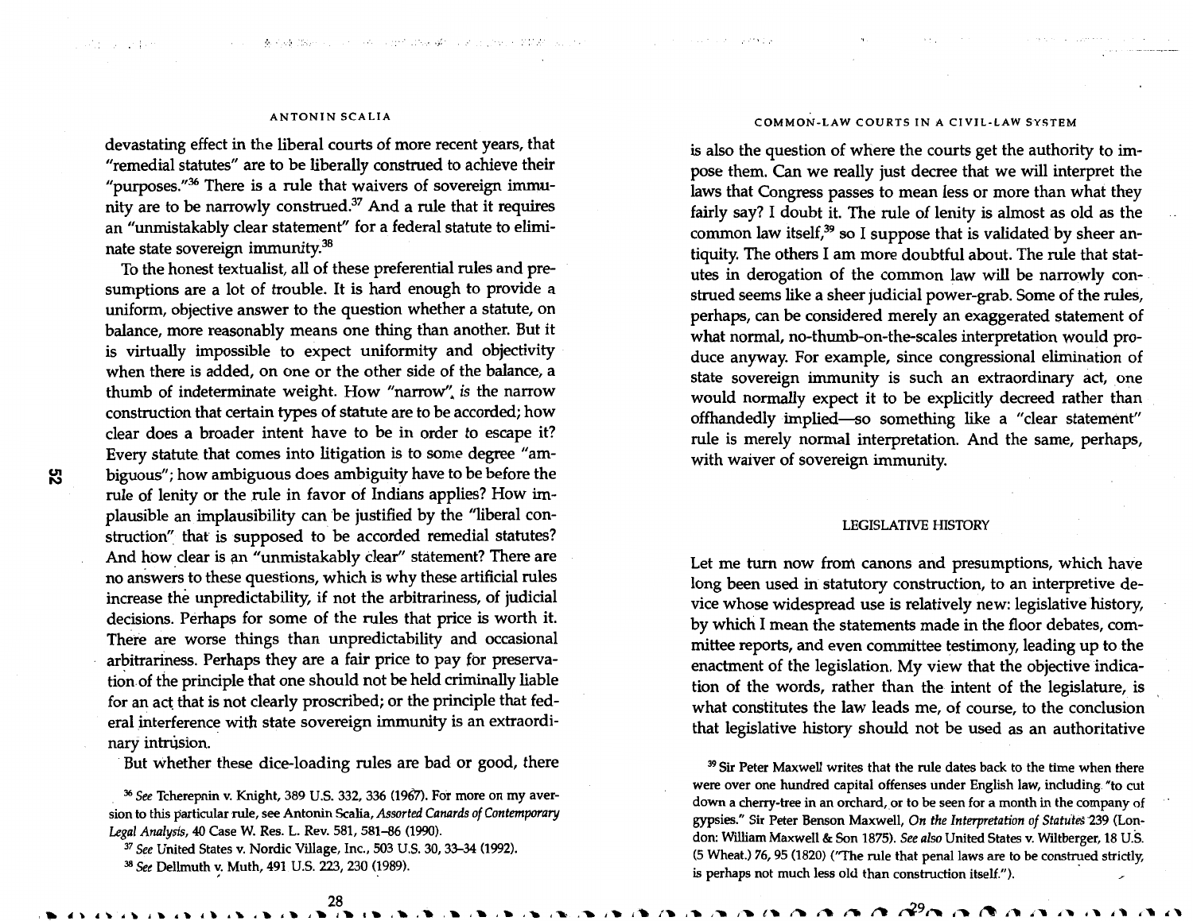devastating effect in the liberal courts of more recent years, that "remedial statutes" are to be liberally construed to achieve their "purposes."[36] There is a rule that waivers of sovereign immunity are to be narrowly construed.[37] And a rule that it requires an "unmistakably clear statement" for a federal statute to eliminate state sovereign immunity.[38]

To the honest textualist, all of these preferential rules and presumptions are a lot of trouble. It is hard enough to provide a uniform, objective answer to the question whether a statute, on balance, more reasonably means one thing than another. But it is virtually impossible to expect uniformity and objectivity when there is added, on one or the other side of the balance, a thumb of indeterminate weight. How "narrow" is the narrow construction that certain types of statute are to be accorded; how clear does a broader intent have to be in order to escape it? Every statute that comes into litigation is to some degree "ambiguous"; how ambiguous does ambiguity have to be before the rule of lenity or the rule in favor of Indians applies? How implausible an implausibility can be justified by the "liberal construction" that is supposed to be accorded remedial statutes? And how clear is an "unmistakably clear" statement? There are no answers to these questions, which is why these artificial rules increase the unpredictability, if not the arbitrariness, of judicial decisions. Perhaps for some of the rules that price is worth it. There are worse things than unpredictability and occasional arbitrariness. Perhaps they are a fair price to pay for preservation of the principle that one should not be held criminally liable for an act that is not clearly proscribed; or the principle that federal interference with state sovereign immunity is an extraordinary intrusion.

But whether these dice-loading rules are bad or good, there is also the question of where the courts get the authority to impose them. Can we really just decree that we will interpret the laws that Congress passes to mean less or more than what they fairly say? I doubt it. The rule of lenity is almost as old as the common law itself,[39] so I suppose that is validated by sheer antiquity. The others I am more doubtful about. The rule that statutes in derogation of the common law will be narrowly construed seems like a sheer judicial power-grab. Some of the rules, perhaps, can be considered merely an exaggerated statement of what normal, no-thumb-on-the-scales interpretation would produce anyway. For example, since congressional elimination of state sovereign immunity is such an extraordinary act, one would normally expect it to be explicitly decreed rather than offhandedly implied—so something like a "clear statement" rule is merely normal interpretation. And the same, perhaps, with waiver of sovereign immunity.

## LEGISLATIVE HISTORY

Let me turn now from canons and presumptions, which have long been used in statutory construction, to an interpretive device whose widespread use is relatively new: legislative history, by which I mean the statements made in the floor debates, committee reports, and even committee testimony, leading up to the enactment of the legislation. My view that the objective indication of the words, rather than the intent of the legislature, is what constitutes the law leads me, of course, to the conclusion that legislative history should not be used as an authoritative

[36] *See* Tcherepnin v. Knight, 389 U.S. 332, 336 (1967). For more on my aversion to this particular rule, see Antonin Scalia, *Assorted Canards of Contemporary Legal Analysis*, 40 Case W. Res. L. Rev. 581, 581–86 (1990).

[37] *See* United States v. Nordic Village, Inc., 503 U.S. 30, 33–34 (1992).

[38] *See* Dellmuth v. Muth, 491 U.S. 223, 230 (1989).

[39] Sir Peter Maxwell writes that the rule dates back to the time when there were over one hundred capital offenses under English law, including "to cut down a cherry-tree in an orchard, or to be seen for a month in the company of gypsies." Sir Peter Benson Maxwell, *On the Interpretation of Statutes* 239 (London: William Maxwell & Son 1875). *See also* United States v. Wiltberger, 18 U.S. (5 Wheat.) 76, 95 (1820) ("The rule that penal laws are to be construed strictly, is perhaps not much less old than construction itself.").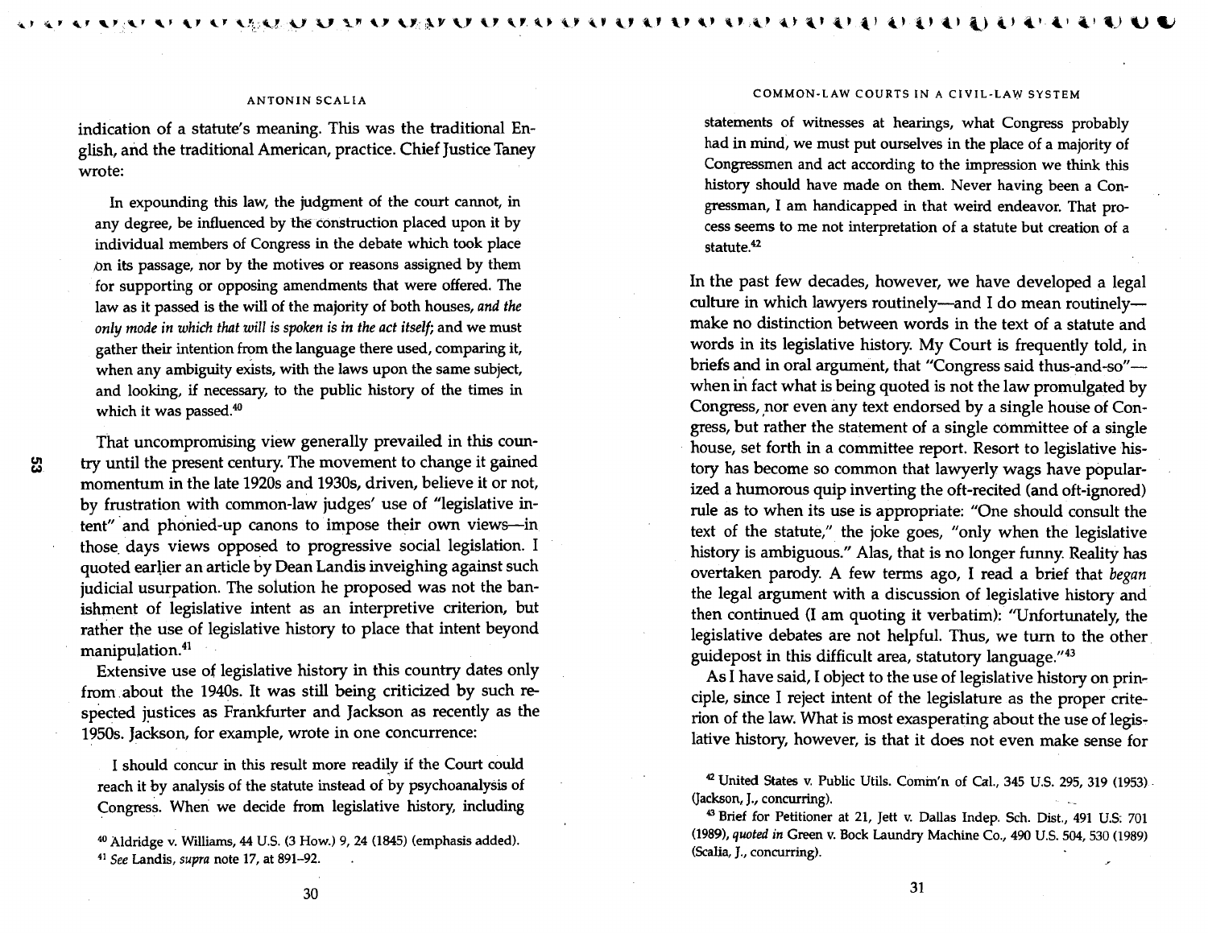indication of a statute's meaning. This was the traditional English, and the traditional American, practice. Chief Justice Taney wrote:

> In expounding this law, the judgment of the court cannot, in any degree, be influenced by the construction placed upon it by individual members of Congress in the debate which took place on its passage, nor by the motives or reasons assigned by them for supporting or opposing amendments that were offered. The law as it passed is the will of the majority of both houses, *and the only mode in which that will is spoken is in the act itself*; and we must gather their intention from the language there used, comparing it, when any ambiguity exists, with the laws upon the same subject, and looking, if necessary, to the public history of the times in which it was passed.[40]

That uncompromising view generally prevailed in this country until the present century. The movement to change it gained momentum in the late 1920s and 1930s, driven, believe it or not, by frustration with common-law judges' use of "legislative intent" and phonied-up canons to impose their own views—in those days views opposed to progressive social legislation. I quoted earlier an article by Dean Landis inveighing against such judicial usurpation. The solution he proposed was not the banishment of legislative intent as an interpretive criterion, but rather the use of legislative history to place that intent beyond manipulation.[41]

Extensive use of legislative history in this country dates only from about the 1940s. It was still being criticized by such respected justices as Frankfurter and Jackson as recently as the 1950s. Jackson, for example, wrote in one concurrence:

> I should concur in this result more readily if the Court could reach it by analysis of the statute instead of by psychoanalysis of Congress. When we decide from legislative history, including statements of witnesses at hearings, what Congress probably had in mind, we must put ourselves in the place of a majority of Congressmen and act according to the impression we think this history should have made on them. Never having been a Congressman, I am handicapped in that weird endeavor. That process seems to me not interpretation of a statute but creation of a statute.[42]

In the past few decades, however, we have developed a legal culture in which lawyers routinely—and I do mean routinely—make no distinction between words in the text of a statute and words in its legislative history. My Court is frequently told, in briefs and in oral argument, that "Congress said thus-and-so"—when in fact what is being quoted is not the law promulgated by Congress, nor even any text endorsed by a single house of Congress, but rather the statement of a single committee of a single house, set forth in a committee report. Resort to legislative history has become so common that lawyerly wags have popularized a humorous quip inverting the oft-recited (and oft-ignored) rule as to when its use is appropriate: "One should consult the text of the statute," the joke goes, "only when the legislative history is ambiguous." Alas, that is no longer funny. Reality has overtaken parody. A few terms ago, I read a brief that *began* the legal argument with a discussion of legislative history and then continued (I am quoting it verbatim): "Unfortunately, the legislative debates are not helpful. Thus, we turn to the other guidepost in this difficult area, statutory language."[43]

As I have said, I object to the use of legislative history on principle, since I reject intent of the legislature as the proper criterion of the law. What is most exasperating about the use of legislative history, however, is that it does not even make sense for

---

[40] Aldridge v. Williams, 44 U.S. (3 How.) 9, 24 (1845) (emphasis added).

[41] *See* Landis, *supra* note 17, at 891–92.

[42] United States v. Public Utils. Comm'n of Cal., 345 U.S. 295, 319 (1953) (Jackson, J., concurring).

[43] Brief for Petitioner at 21, Jett v. Dallas Indep. Sch. Dist., 491 U.S. 701 (1989), *quoted in* Green v. Bock Laundry Machine Co., 490 U.S. 504, 530 (1989) (Scalia, J., concurring).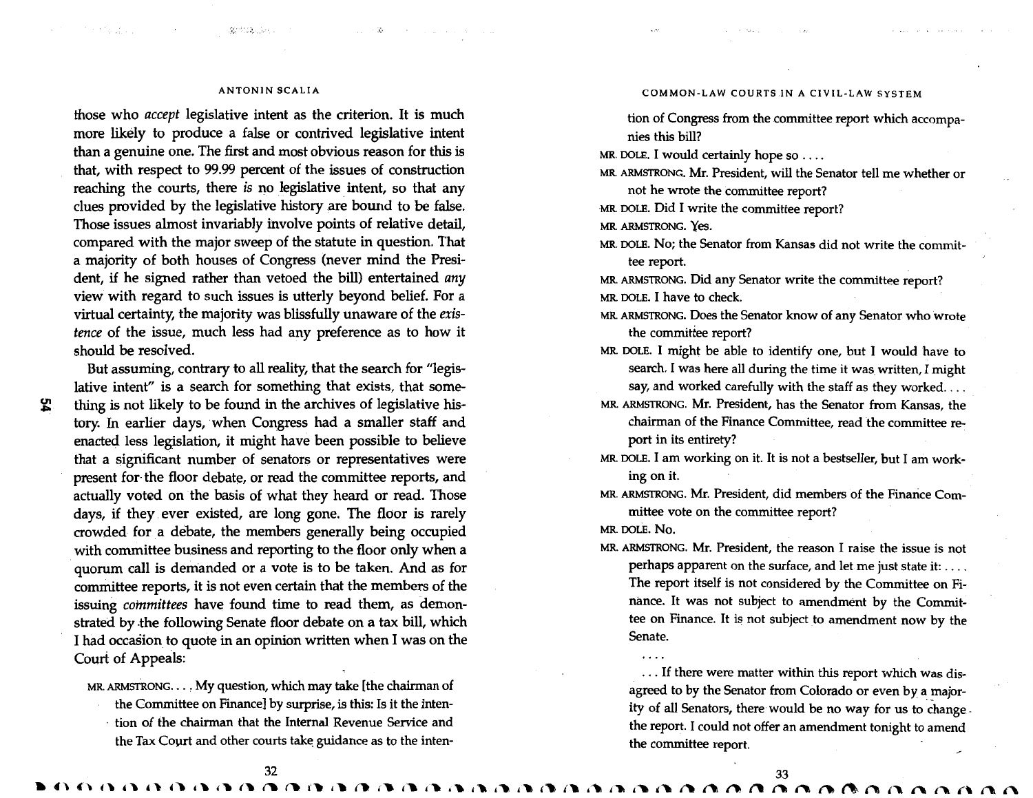those who *accept* legislative intent as the criterion. It is much more likely to produce a false or contrived legislative intent than a genuine one. The first and most obvious reason for this is that, with respect to 99.99 percent of the issues of construction reaching the courts, there *is* no legislative intent, so that any clues provided by the legislative history are bound to be false. Those issues almost invariably involve points of relative detail, compared with the major sweep of the statute in question. That a majority of both houses of Congress (never mind the President, if he signed rather than vetoed the bill) entertained *any* view with regard to such issues is utterly beyond belief. For a virtual certainty, the majority was blissfully unaware of the *existence* of the issue, much less had any preference as to how it should be resolved.

But assuming, contrary to all reality, that the search for "legislative intent" is a search for something that exists, that something is not likely to be found in the archives of legislative history. In earlier days, when Congress had a smaller staff and enacted less legislation, it might have been possible to believe that a significant number of senators or representatives were present for the floor debate, or read the committee reports, and actually voted on the basis of what they heard or read. Those days, if they ever existed, are long gone. The floor is rarely crowded for a debate, the members generally being occupied with committee business and reporting to the floor only when a quorum call is demanded or a vote is to be taken. And as for committee reports, it is not even certain that the members of the issuing *committees* have found time to read them, as demonstrated by the following Senate floor debate on a tax bill, which I had occasion to quote in an opinion written when I was on the Court of Appeals:

> MR. ARMSTRONG. . . . My question, which may take [the chairman of the Committee on Finance] by surprise, is this: Is it the intention of the chairman that the Internal Revenue Service and the Tax Court and other courts take guidance as to the intention of Congress from the committee report which accompanies this bill?
>
> MR. DOLE. I would certainly hope so . . . .
>
> MR. ARMSTRONG. Mr. President, will the Senator tell me whether or not he wrote the committee report?
>
> MR. DOLE. Did I write the committee report?
>
> MR. ARMSTRONG. Yes.
>
> MR. DOLE. No; the Senator from Kansas did not write the committee report.
>
> MR. ARMSTRONG. Did any Senator write the committee report?
>
> MR. DOLE. I have to check.
>
> MR. ARMSTRONG. Does the Senator know of any Senator who wrote the committee report?
>
> MR. DOLE. I might be able to identify one, but I would have to search. I was here all during the time it was written, I might say, and worked carefully with the staff as they worked. . . .
>
> MR. ARMSTRONG. Mr. President, has the Senator from Kansas, the chairman of the Finance Committee, read the committee report in its entirety?
>
> MR. DOLE. I am working on it. It is not a bestseller, but I am working on it.
>
> MR. ARMSTRONG. Mr. President, did members of the Finance Committee vote on the committee report?
>
> MR. DOLE. No.
>
> MR. ARMSTRONG. Mr. President, the reason I raise the issue is not perhaps apparent on the surface, and let me just state it: . . . . The report itself is not considered by the Committee on Finance. It was not subject to amendment by the Committee on Finance. It is not subject to amendment now by the Senate.
>
> . . . .
>
> . . . If there were matter within this report which was disagreed to by the Senator from Colorado or even by a majority of all Senators, there would be no way for us to change the report. I could not offer an amendment tonight to amend the committee report.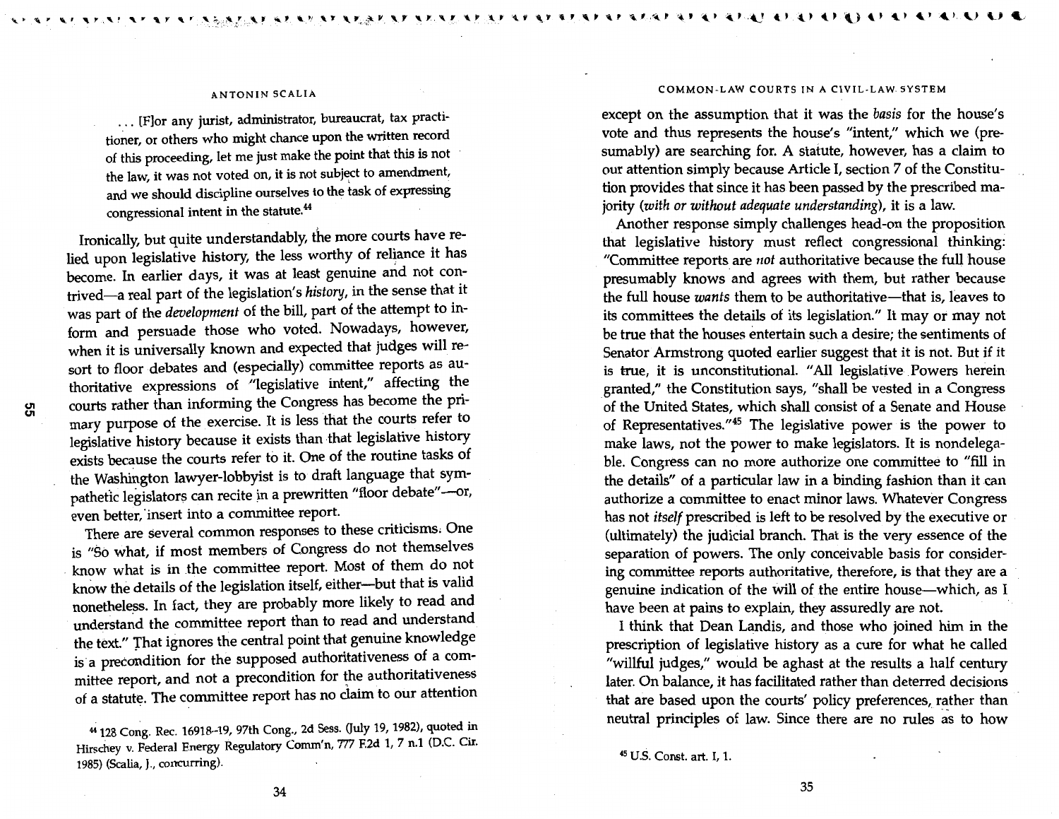... [F]or any jurist, administrator, bureaucrat, tax practitioner, or others who might chance upon the written record of this proceeding, let me just make the point that this is not the law, it was not voted on, it is not subject to amendment, and we should discipline ourselves to the task of expressing congressional intent in the statute.[44]

Ironically, but quite understandably, the more courts have relied upon legislative history, the less worthy of reliance it has become. In earlier days, it was at least genuine and not contrived—a real part of the legislation's *history*, in the sense that it was part of the *development* of the bill, part of the attempt to inform and persuade those who voted. Nowadays, however, when it is universally known and expected that judges will resort to floor debates and (especially) committee reports as authoritative expressions of "legislative intent," affecting the courts rather than informing the Congress has become the primary purpose of the exercise. It is less that the courts refer to legislative history because it exists than that legislative history exists because the courts refer to it. One of the routine tasks of the Washington lawyer-lobbyist is to draft language that sympathetic legislators can recite in a prewritten "floor debate"—or, even better, insert into a committee report.

There are several common responses to these criticisms. One is "So what, if most members of Congress do not themselves know what is in the committee report. Most of them do not know the details of the legislation itself, either—but that is valid nonetheless. In fact, they are probably more likely to read and understand the committee report than to read and understand the text." That ignores the central point that genuine knowledge is a precondition for the supposed authoritativeness of a committee report, and not a precondition for the authoritativeness of a statute. The committee report has no claim to our attention except on the assumption that it was the *basis* for the house's vote and thus represents the house's "intent," which we (presumably) are searching for. A statute, however, has a claim to our attention simply because Article I, section 7 of the Constitution provides that since it has been passed by the prescribed majority (*with or without adequate understanding*), it is a law.

Another response simply challenges head-on the proposition that legislative history must reflect congressional thinking: "Committee reports are *not* authoritative because the full house presumably knows and agrees with them, but rather because the full house *wants* them to be authoritative—that is, leaves to its committees the details of its legislation." It may or may not be true that the houses entertain such a desire; the sentiments of Senator Armstrong quoted earlier suggest that it is not. But if it is true, it is unconstitutional. "All legislative Powers herein granted," the Constitution says, "shall be vested in a Congress of the United States, which shall consist of a Senate and House of Representatives."[45] The legislative power is the power to make laws, not the power to make legislators. It is nondelegable. Congress can no more authorize one committee to "fill in the details" of a particular law in a binding fashion than it can authorize a committee to enact minor laws. Whatever Congress has not *itself* prescribed is left to be resolved by the executive or (ultimately) the judicial branch. That is the very essence of the separation of powers. The only conceivable basis for considering committee reports authoritative, therefore, is that they are a genuine indication of the will of the entire house—which, as I have been at pains to explain, they assuredly are not.

I think that Dean Landis, and those who joined him in the prescription of legislative history as a cure for what he called "willful judges," would be aghast at the results a half century later. On balance, it has facilitated rather than deterred decisions that are based upon the courts' policy preferences, rather than neutral principles of law. Since there are no rules as to how

[44] 128 Cong. Rec. 16918–19, 97th Cong., 2d Sess. (July 19, 1982), quoted in Hirschey v. Federal Energy Regulatory Comm'n, 777 F.2d 1, 7 n.1 (D.C. Cir. 1985) (Scalia, J., concurring).

[45] U.S. Const. art. I, 1.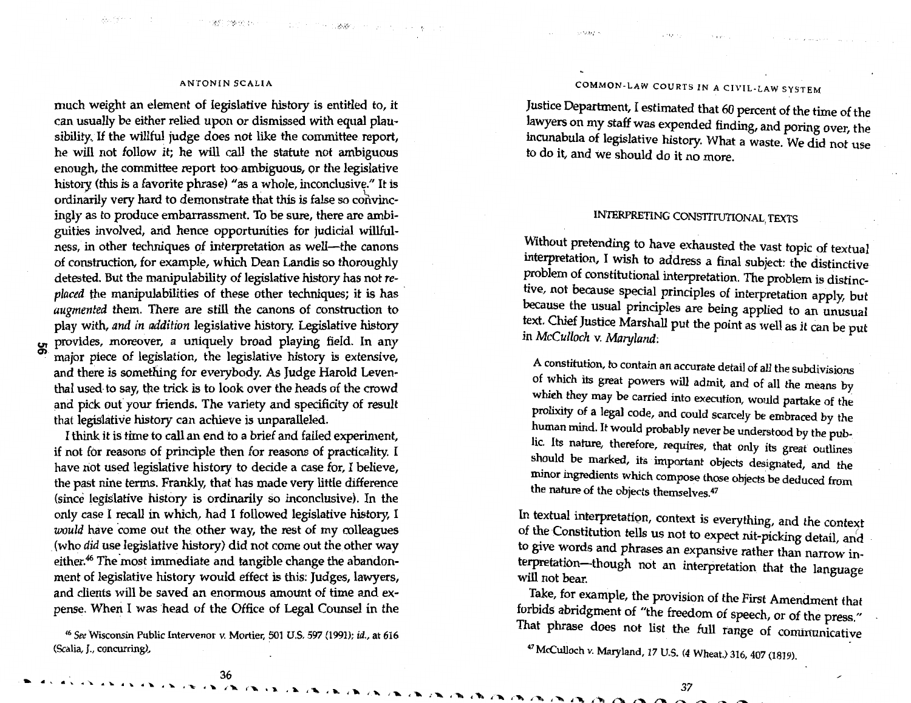much weight an element of legislative history is entitled to, it can usually be either relied upon or dismissed with equal plausibility. If the willful judge does not like the committee report, he will not follow it; he will call the statute not ambiguous enough, the committee report too ambiguous, or the legislative history (this is a favorite phrase) "as a whole, inconclusive." It is ordinarily very hard to demonstrate that this is false so convincingly as to produce embarrassment. To be sure, there are ambiguities involved, and hence opportunities for judicial willfulness, in other techniques of interpretation as well—the canons of construction, for example, which Dean Landis so thoroughly detested. But the manipulability of legislative history has not *replaced* the manipulabilities of these other techniques; it is has *augmented* them. There are still the canons of construction to play with, *and in addition* legislative history. Legislative history provides, moreover, a uniquely broad playing field. In any major piece of legislation, the legislative history is extensive, and there is something for everybody. As Judge Harold Leventhal used to say, the trick is to look over the heads of the crowd and pick out your friends. The variety and specificity of result that legislative history can achieve is unparalleled.

I think it is time to call an end to a brief and failed experiment, if not for reasons of principle then for reasons of practicality. I have not used legislative history to decide a case for, I believe, the past nine terms. Frankly, that has made very little difference (since legislative history is ordinarily so inconclusive). In the only case I recall in which, had I followed legislative history, I *would* have come out the other way, the rest of my colleagues (who *did* use legislative history) did not come out the other way either.[46] The most immediate and tangible change the abandonment of legislative history would effect is this: Judges, lawyers, and clients will be saved an enormous amount of time and expense. When I was head of the Office of Legal Counsel in the Justice Department, I estimated that 60 percent of the time of the lawyers on my staff was expended finding, and poring over, the incunabula of legislative history. What a waste. We did not use to do it, and we should do it no more.

[46] *See* Wisconsin Public Intervenor v. Mortier, 501 U.S. 597 (1991); *id.*, at 616 (Scalia, J., concurring).

## INTERPRETING CONSTITUTIONAL TEXTS

Without pretending to have exhausted the vast topic of textual interpretation, I wish to address a final subject: the distinctive problem of constitutional interpretation. The problem is distinctive, not because special principles of interpretation apply, but because the usual principles are being applied to an unusual text. Chief Justice Marshall put the point as well as it can be put in *McCulloch v. Maryland*:

> A constitution, to contain an accurate detail of all the subdivisions of which its great powers will admit, and of all the means by which they may be carried into execution, would partake of the prolixity of a legal code, and could scarcely be embraced by the human mind. It would probably never be understood by the public. Its nature, therefore, requires, that only its great outlines should be marked, its important objects designated, and the minor ingredients which compose those objects be deduced from the nature of the objects themselves.[47]

In textual interpretation, context is everything, and the context of the Constitution tells us not to expect nit-picking detail, and to give words and phrases an expansive rather than narrow interpretation—though not an interpretation that the language will not bear.

Take, for example, the provision of the First Amendment that forbids abridgment of "the freedom of speech, or of the press." That phrase does not list the full range of communicative

[47] McCulloch v. Maryland, 17 U.S. (4 Wheat.) 316, 407 (1819).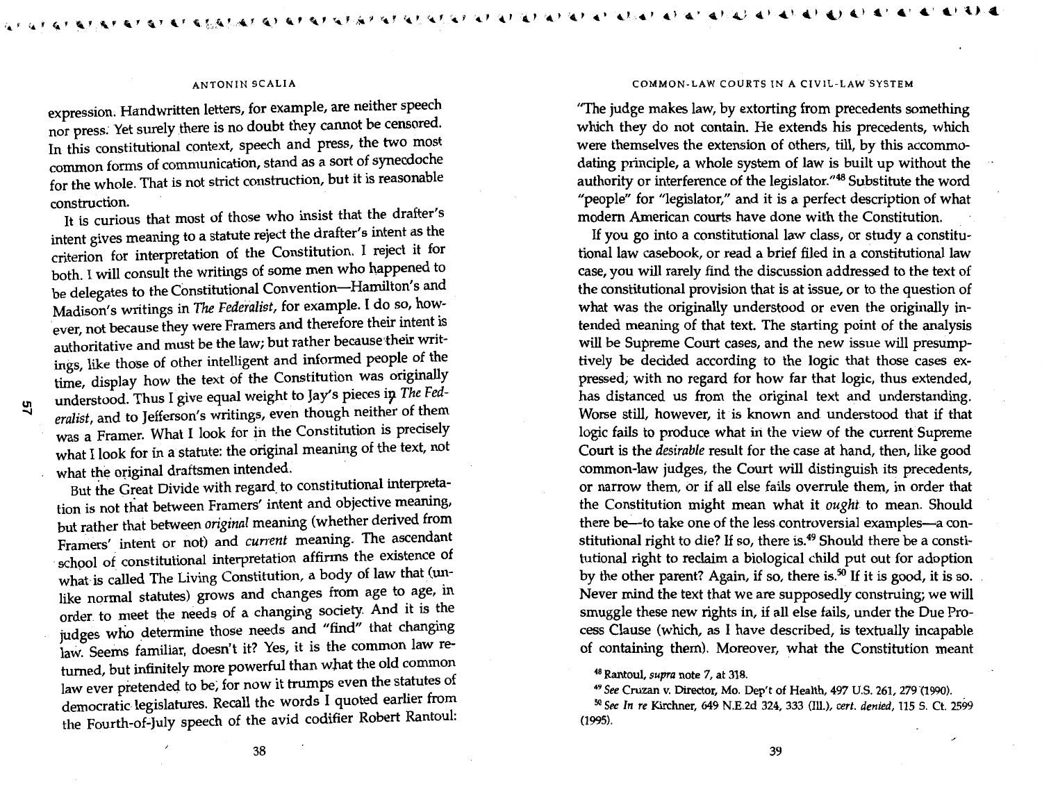expression. Handwritten letters, for example, are neither speech nor press. Yet surely there is no doubt they cannot be censored. In this constitutional context, speech and press, the two most common forms of communication, stand as a sort of synecdoche for the whole. That is not strict construction, but it is reasonable construction.

It is curious that most of those who insist that the drafter's intent gives meaning to a statute reject the drafter's intent as the criterion for interpretation of the Constitution. I reject it for both. I will consult the writings of some men who happened to be delegates to the Constitutional Convention—Hamilton's and Madison's writings in *The Federalist*, for example. I do so, however, not because they were Framers and therefore their intent is authoritative and must be the law; but rather because their writings, like those of other intelligent and informed people of the time, display how the text of the Constitution was originally understood. Thus I give equal weight to Jay's pieces in *The Federalist*, and to Jefferson's writings, even though neither of them was a Framer. What I look for in the Constitution is precisely what I look for in a statute: the original meaning of the text, not what the original draftsmen intended.

But the Great Divide with regard to constitutional interpretation is not that between Framers' intent and objective meaning, but rather that between *original* meaning (whether derived from Framers' intent or not) and *current* meaning. The ascendant school of constitutional interpretation affirms the existence of what is called The Living Constitution, a body of law that (unlike normal statutes) grows and changes from age to age, in order to meet the needs of a changing society. And it is the judges who determine those needs and "find" that changing law. Seems familiar, doesn't it? Yes, it is the common law returned, but infinitely more powerful than what the old common law ever pretended to be, for now it trumps even the statutes of democratic legislatures. Recall the words I quoted earlier from the Fourth-of-July speech of the avid codifier Robert Rantoul: "The judge makes law, by extorting from precedents something which they do not contain. He extends his precedents, which were themselves the extension of others, till, by this accommodating principle, a whole system of law is built up without the authority or interference of the legislator."[48] Substitute the word "people" for "legislator," and it is a perfect description of what modern American courts have done with the Constitution.

If you go into a constitutional law class, or study a constitutional law casebook, or read a brief filed in a constitutional law case, you will rarely find the discussion addressed to the text of the constitutional provision that is at issue, or to the question of what was the originally understood or even the originally intended meaning of that text. The starting point of the analysis will be Supreme Court cases, and the new issue will presumptively be decided according to the logic that those cases expressed, with no regard for how far that logic, thus extended, has distanced us from the original text and understanding. Worse still, however, it is known and understood that if that logic fails to produce what in the view of the current Supreme Court is the *desirable* result for the case at hand, then, like good common-law judges, the Court will distinguish its precedents, or narrow them, or if all else fails overrule them, in order that the Constitution might mean what it *ought* to mean. Should there be—to take one of the less controversial examples—a constitutional right to die? If so, there is.[49] Should there be a constitutional right to reclaim a biological child put out for adoption by the other parent? Again, if so, there is.[50] If it is good, it is so. Never mind the text that we are supposedly construing; we will smuggle these new rights in, if all else fails, under the Due Process Clause (which, as I have described, is textually incapable of containing them). Moreover, what the Constitution meant

[48] Rantoul, *supra* note 7, at 318.

[49] *See* Cruzan v. Director, Mo. Dep't of Health, 497 U.S. 261, 279 (1990).

[50] *See In re* Kirchner, 649 N.E.2d 324, 333 (Ill.), *cert. denied*, 115 S. Ct. 2599 (1995).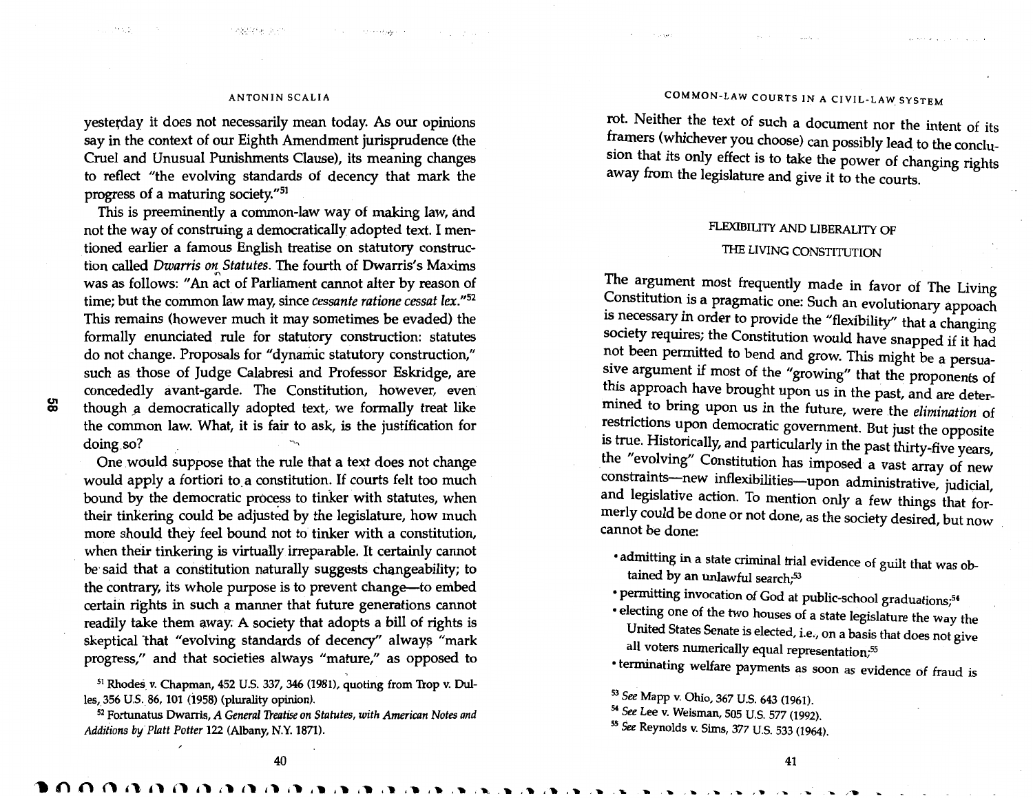yesterday it does not necessarily mean today. As our opinions say in the context of our Eighth Amendment jurisprudence (the Cruel and Unusual Punishments Clause), its meaning changes to reflect "the evolving standards of decency that mark the progress of a maturing society."[51]

This is preeminently a common-law way of making law, and not the way of construing a democratically adopted text. I mentioned earlier a famous English treatise on statutory construction called *Dwarris on Statutes*. The fourth of Dwarris's Maxims was as follows: "An act of Parliament cannot alter by reason of time; but the common law may, since *cessante ratione cessat lex*."[52] This remains (however much it may sometimes be evaded) the formally enunciated rule for statutory construction: statutes do not change. Proposals for "dynamic statutory construction," such as those of Judge Calabresi and Professor Eskridge, are concededly avant-garde. The Constitution, however, even though a democratically adopted text, we formally treat like the common law. What, it is fair to ask, is the justification for doing so?

One would suppose that the rule that a text does not change would apply a fortiori to a constitution. If courts felt too much bound by the democratic process to tinker with statutes, when their tinkering could be adjusted by the legislature, how much more should they feel bound not to tinker with a constitution, when their tinkering is virtually irreparable. It certainly cannot be said that a constitution naturally suggests changeability; to the contrary, its whole purpose is to prevent change—to embed certain rights in such a manner that future generations cannot readily take them away. A society that adopts a bill of rights is skeptical that "evolving standards of decency" always "mark progress," and that societies always "mature," as opposed to rot. Neither the text of such a document nor the intent of its framers (whichever you choose) can possibly lead to the conclusion that its only effect is to take the power of changing rights away from the legislature and give it to the courts.

[51] Rhodes v. Chapman, 452 U.S. 337, 346 (1981), quoting from Trop v. Dulles, 356 U.S. 86, 101 (1958) (plurality opinion).

[52] Fortunatus Dwarris, *A General Treatise on Statutes, with American Notes and Additions by Platt Potter* 122 (Albany, N.Y. 1871).

## FLEXIBILITY AND LIBERALITY OF THE LIVING CONSTITUTION

The argument most frequently made in favor of The Living Constitution is a pragmatic one: Such an evolutionary appoach is necessary in order to provide the "flexibility" that a changing society requires; the Constitution would have snapped if it had not been permitted to bend and grow. This might be a persuasive argument if most of the "growing" that the proponents of this approach have brought upon us in the past, and are determined to bring upon us in the future, were the *elimination* of restrictions upon democratic government. But just the opposite is true. Historically, and particularly in the past thirty-five years, the "evolving" Constitution has imposed a vast array of new constraints—new inflexibilities—upon administrative, judicial, and legislative action. To mention only a few things that formerly could be done or not done, as the society desired, but now cannot be done:

- admitting in a state criminal trial evidence of guilt that was obtained by an unlawful search;[53]
- permitting invocation of God at public-school graduations;[54]
- electing one of the two houses of a state legislature the way the United States Senate is elected, i.e., on a basis that does not give all voters numerically equal representation;[55]
- terminating welfare payments as soon as evidence of fraud is

[53] *See* Mapp v. Ohio, 367 U.S. 643 (1961).

[54] *See* Lee v. Weisman, 505 U.S. 577 (1992).

[55] *See* Reynolds v. Sims, 377 U.S. 533 (1964).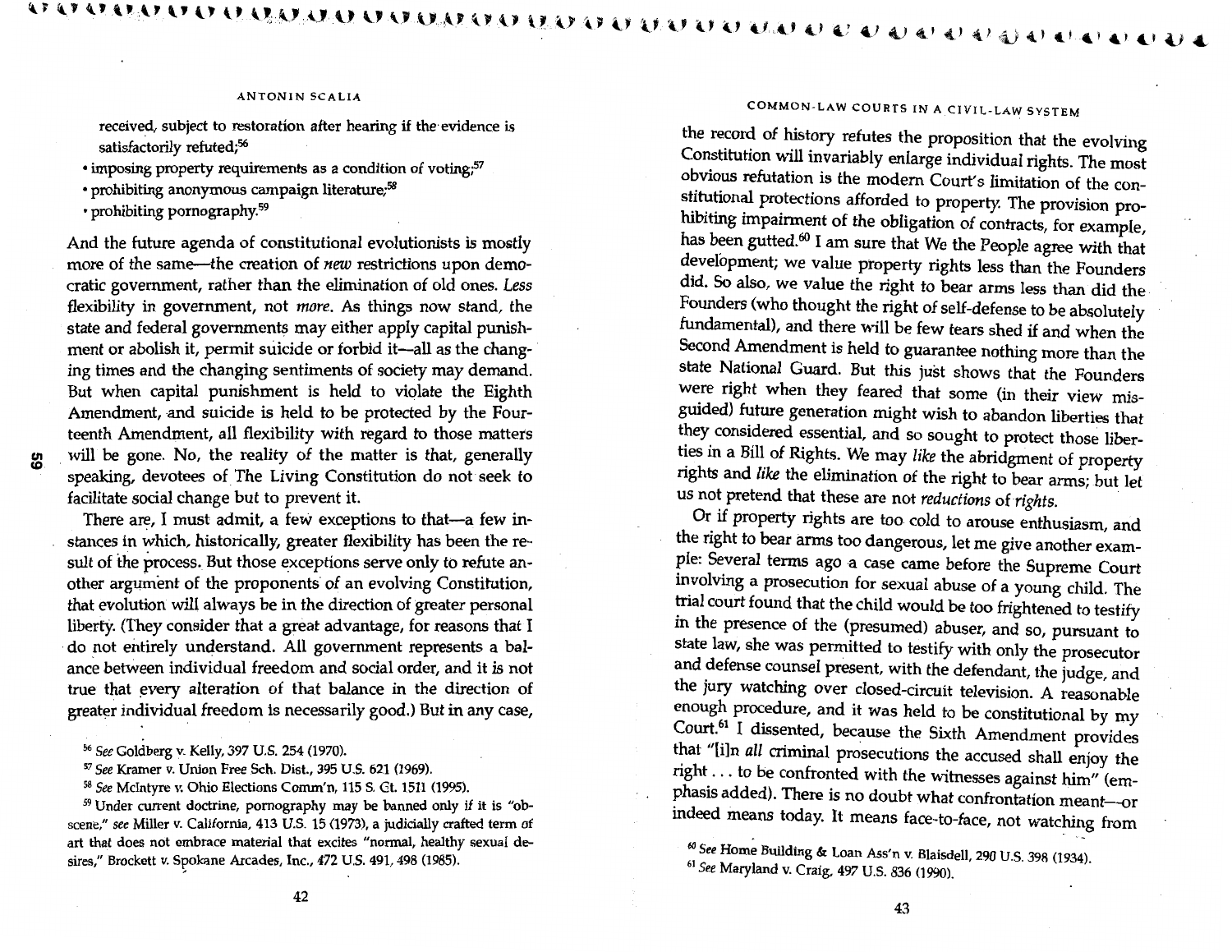received, subject to restoration after hearing if the evidence is satisfactorily refuted;[56]

- imposing property requirements as a condition of voting;[57]
- prohibiting anonymous campaign literature;[58]
- prohibiting pornography.[59]

And the future agenda of constitutional evolutionists is mostly more of the same—the creation of *new* restrictions upon democratic government, rather than the elimination of old ones. *Less* flexibility in government, not *more*. As things now stand, the state and federal governments may either apply capital punishment or abolish it, permit suicide or forbid it—all as the changing times and the changing sentiments of society may demand. But when capital punishment is held to violate the Eighth Amendment, and suicide is held to be protected by the Fourteenth Amendment, all flexibility with regard to those matters will be gone. No, the reality of the matter is that, generally speaking, devotees of The Living Constitution do not seek to facilitate social change but to prevent it.

There are, I must admit, a few exceptions to that—a few instances in which, historically, greater flexibility has been the result of the process. But those exceptions serve only to refute another argument of the proponents of an evolving Constitution, that evolution will always be in the direction of greater personal liberty. (They consider that a great advantage, for reasons that I do not entirely understand. All government represents a balance between individual freedom and social order, and it is not true that every alteration of that balance in the direction of greater individual freedom is necessarily good.) But in any case, the record of history refutes the proposition that the evolving Constitution will invariably enlarge individual rights. The most obvious refutation is the modern Court's limitation of the constitutional protections afforded to property. The provision prohibiting impairment of the obligation of contracts, for example, has been gutted.[60] I am sure that We the People agree with that development; we value property rights less than the Founders did. So also, we value the right to bear arms less than did the Founders (who thought the right of self-defense to be absolutely fundamental), and there will be few tears shed if and when the Second Amendment is held to guarantee nothing more than the state National Guard. But this just shows that the Founders were right when they feared that some (in their view misguided) future generation might wish to abandon liberties that they considered essential, and so sought to protect those liberties in a Bill of Rights. We may *like* the abridgment of property rights and *like* the elimination of the right to bear arms; but let us not pretend that these are not *reductions* of *rights*.

Or if property rights are too cold to arouse enthusiasm, and the right to bear arms too dangerous, let me give another example: Several terms ago a case came before the Supreme Court involving a prosecution for sexual abuse of a young child. The trial court found that the child would be too frightened to testify in the presence of the (presumed) abuser, and so, pursuant to state law, she was permitted to testify with only the prosecutor and defense counsel present, with the defendant, the judge, and the jury watching over closed-circuit television. A reasonable enough procedure, and it was held to be constitutional by my Court.[61] I dissented, because the Sixth Amendment provides that "[i]n *all* criminal prosecutions the accused shall enjoy the right . . . to be confronted with the witnesses against him" (emphasis added). There is no doubt what confrontation meant—or indeed means today. It means face-to-face, not watching from

---

[56] *See* Goldberg v. Kelly, 397 U.S. 254 (1970).

[57] *See* Kramer v. Union Free Sch. Dist., 395 U.S. 621 (1969).

[58] *See* McIntyre v. Ohio Elections Comm'n, 115 S. Ct. 1511 (1995).

[59] Under current doctrine, pornography may be banned only if it is "obscene," *see* Miller v. California, 413 U.S. 15 (1973), a judicially crafted term of art that does not embrace material that excites "normal, healthy sexual desires," Brockett v. Spokane Arcades, Inc., 472 U.S. 491, 498 (1985).

[60] *See* Home Building & Loan Ass'n v. Blaisdell, 290 U.S. 398 (1934).

[61] *See* Maryland v. Craig, 497 U.S. 836 (1990).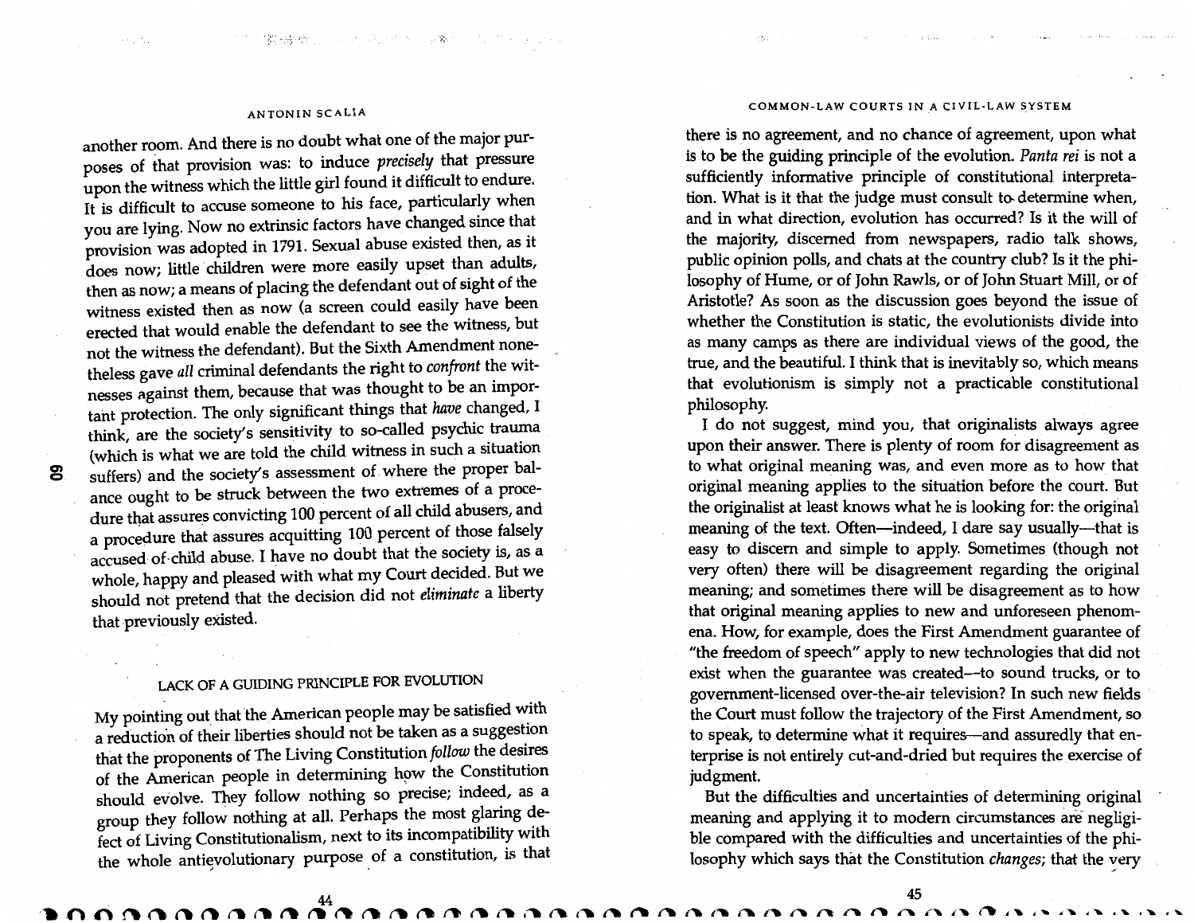another room. And there is no doubt what one of the major purposes of that provision was: to induce *precisely* that pressure upon the witness which the little girl found it difficult to endure. It is difficult to accuse someone to his face, particularly when you are lying. Now no extrinsic factors have changed since that provision was adopted in 1791. Sexual abuse existed then, as it does now; little children were more easily upset than adults, then as now; a means of placing the defendant out of sight of the witness existed then as now (a screen could easily have been erected that would enable the defendant to see the witness, but not the witness the defendant). But the Sixth Amendment nonetheless gave *all* criminal defendants the right to *confront* the witnesses against them, because that was thought to be an important protection. The only significant things that *have* changed, I think, are the society's sensitivity to so-called psychic trauma (which is what we are told the child witness in such a situation suffers) and the society's assessment of where the proper balance ought to be struck between the two extremes of a procedure that assures convicting 100 percent of all child abusers, and a procedure that assures acquitting 100 percent of those falsely accused of child abuse. I have no doubt that the society is, as a whole, happy and pleased with what my Court decided. But we should not pretend that the decision did not *eliminate* a liberty that previously existed.

## LACK OF A GUIDING PRINCIPLE FOR EVOLUTION

My pointing out that the American people may be satisfied with a reduction of their liberties should not be taken as a suggestion that the proponents of The Living Constitution *follow* the desires of the American people in determining how the Constitution should evolve. They follow nothing so precise; indeed, as a group they follow nothing at all. Perhaps the most glaring defect of Living Constitutionalism, next to its incompatibility with the whole antievolutionary purpose of a constitution, is that there is no agreement, and no chance of agreement, upon what is to be the guiding principle of the evolution. *Panta rei* is not a sufficiently informative principle of constitutional interpretation. What is it that the judge must consult to determine when, and in what direction, evolution has occurred? Is it the will of the majority, discerned from newspapers, radio talk shows, public opinion polls, and chats at the country club? Is it the philosophy of Hume, or of John Rawls, or of John Stuart Mill, or of Aristotle? As soon as the discussion goes beyond the issue of whether the Constitution is static, the evolutionists divide into as many camps as there are individual views of the good, the true, and the beautiful. I think that is inevitably so, which means that evolutionism is simply not a practicable constitutional philosophy.

I do not suggest, mind you, that originalists always agree upon their answer. There is plenty of room for disagreement as to what original meaning was, and even more as to how that original meaning applies to the situation before the court. But the originalist at least knows what he is looking for: the original meaning of the text. Often—indeed, I dare say usually—that is easy to discern and simple to apply. Sometimes (though not very often) there will be disagreement regarding the original meaning; and sometimes there will be disagreement as to how that original meaning applies to new and unforeseen phenomena. How, for example, does the First Amendment guarantee of "the freedom of speech" apply to new technologies that did not exist when the guarantee was created—to sound trucks, or to government-licensed over-the-air television? In such new fields the Court must follow the trajectory of the First Amendment, so to speak, to determine what it requires—and assuredly that enterprise is not entirely cut-and-dried but requires the exercise of judgment.

But the difficulties and uncertainties of determining original meaning and applying it to modern circumstances are negligible compared with the difficulties and uncertainties of the philosophy which says that the Constitution *changes*; that the very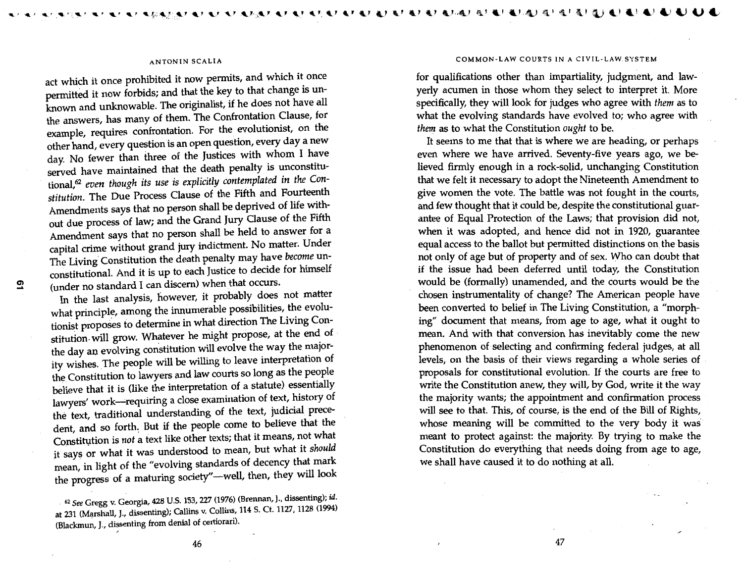act which it once prohibited it now permits, and which it once permitted it now forbids; and that the key to that change is unknown and unknowable. The originalist, if he does not have all the answers, has many of them. The Confrontation Clause, for example, requires confrontation. For the evolutionist, on the other hand, every question is an open question, every day a new day. No fewer than three of the Justices with whom I have served have maintained that the death penalty is unconstitutional,[62] *even though its use is explicitly contemplated in the Constitution*. The Due Process Clause of the Fifth and Fourteenth Amendments says that no person shall be deprived of life without due process of law; and the Grand Jury Clause of the Fifth Amendment says that no person shall be held to answer for a capital crime without grand jury indictment. No matter. Under The Living Constitution the death penalty may have *become* unconstitutional. And it is up to each Justice to decide for himself (under no standard I can discern) when that occurs.

In the last analysis, however, it probably does not matter what principle, among the innumerable possibilities, the evolutionist proposes to determine in what direction The Living Constitution will grow. Whatever he might propose, at the end of the day an evolving constitution will evolve the way the majority wishes. The people will be willing to leave interpretation of the Constitution to lawyers and law courts so long as the people believe that it is (like the interpretation of a statute) essentially lawyers' work—requiring a close examination of text, history of the text, traditional understanding of the text, judicial precedent, and so forth. But if the people come to believe that the Constitution is *not* a text like other texts; that it means, not what it says or what it was understood to mean, but what it *should* mean, in light of the "evolving standards of decency that mark the progress of a maturing society"—well, then, they will look for qualifications other than impartiality, judgment, and lawyerly acumen in those whom they select to interpret it. More specifically, they will look for judges who agree with *them* as to what the evolving standards have evolved to; who agree with *them* as to what the Constitution *ought* to be.

It seems to me that that is where we are heading, or perhaps even where we have arrived. Seventy-five years ago, we believed firmly enough in a rock-solid, unchanging Constitution that we felt it necessary to adopt the Nineteenth Amendment to give women the vote. The battle was not fought in the courts, and few thought that it could be, despite the constitutional guarantee of Equal Protection of the Laws; that provision did not, when it was adopted, and hence did not in 1920, guarantee equal access to the ballot but permitted distinctions on the basis not only of age but of property and of sex. Who can doubt that if the issue had been deferred until today, the Constitution would be (formally) unamended, and the courts would be the chosen instrumentality of change? The American people have been converted to belief in The Living Constitution, a "morphing" document that means, from age to age, what it ought to mean. And with that conversion has inevitably come the new phenomenon of selecting and confirming federal judges, at all levels, on the basis of their views regarding a whole series of proposals for constitutional evolution. If the courts are free to write the Constitution anew, they will, by God, write it the way the majority wants; the appointment and confirmation process will see to that. This, of course, is the end of the Bill of Rights, whose meaning will be committed to the very body it was meant to protect against: the majority. By trying to make the Constitution do everything that needs doing from age to age, we shall have caused it to do nothing at all.

[62] *See* Gregg v. Georgia, 428 U.S. 153, 227 (1976) (Brennan, J., dissenting); *id.* at 231 (Marshall, J., dissenting); Callins v. Collins, 114 S. Ct. 1127, 1128 (1994) (Blackmun, J., dissenting from denial of certiorari).